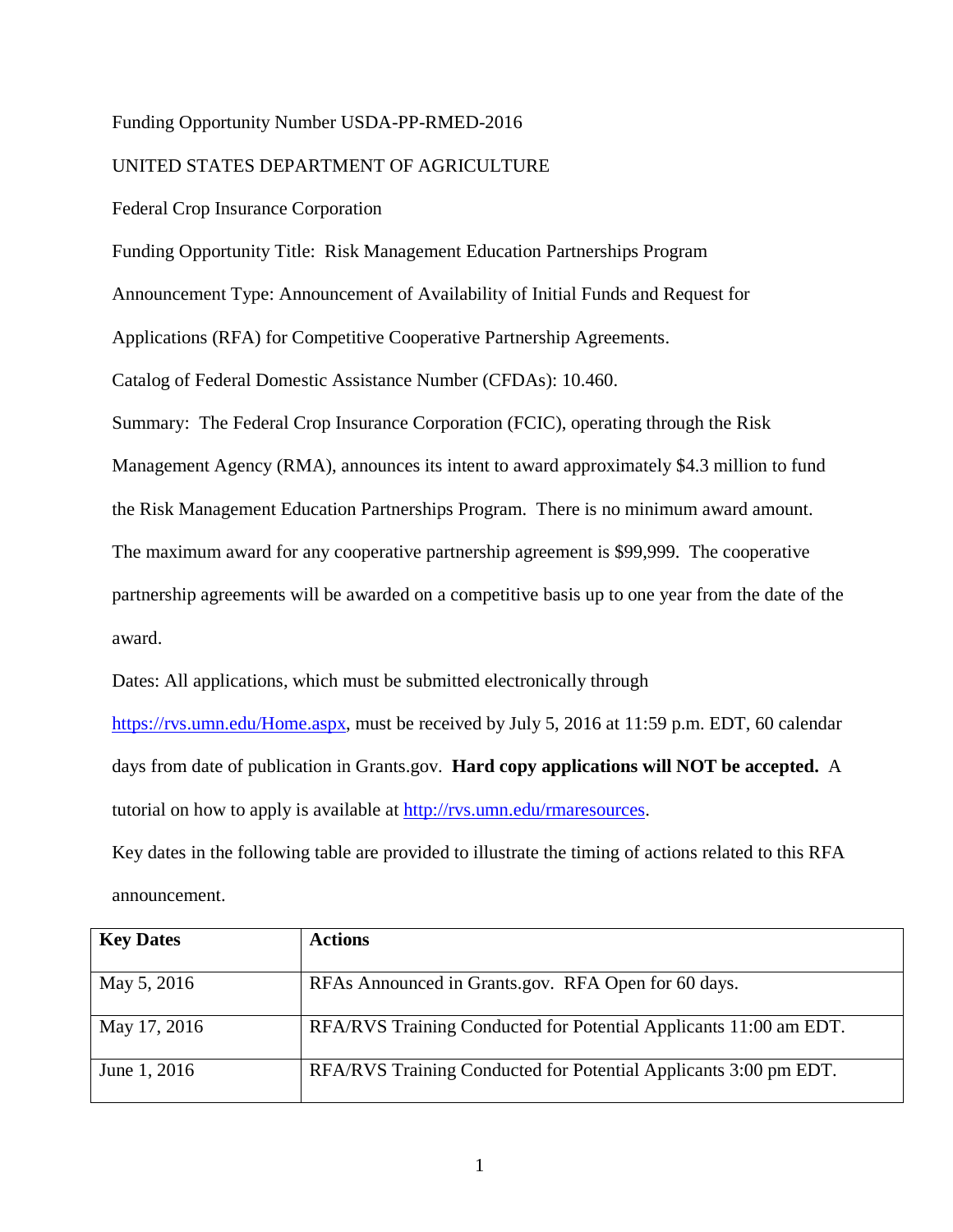Funding Opportunity Number USDA-PP-RMED-2016

UNITED STATES DEPARTMENT OF AGRICULTURE

Federal Crop Insurance Corporation

Funding Opportunity Title: Risk Management Education Partnerships Program

Announcement Type: Announcement of Availability of Initial Funds and Request for Applications (RFA) for Competitive Cooperative Partnership Agreements.

Catalog of Federal Domestic Assistance Number (CFDAs): 10.460.

Summary: The Federal Crop Insurance Corporation (FCIC), operating through the Risk Management Agency (RMA), announces its intent to award approximately $4.3 million to fund the Risk Management Education Partnerships Program. There is no minimum award amount. The maximum award for any cooperative partnership agreement is $99,999. The cooperative partnership agreements will be awarded on a competitive basis up to one year from the date of the award.

Dates: All applications, which must be submitted electronically through https://rvs.umn.edu/Home.aspx, must be received by July 5, 2016 at 11:59 p.m. EDT, 60 calendar days from date of publication in Grants.gov. **Hard copy applications will NOT be accepted.** A tutorial on how to apply is available at http://rvs.umn.edu/rmaresources.

Key dates in the following table are provided to illustrate the timing of actions related to this RFA announcement.

| Key Dates | Actions |
|---|---|
| May 5, 2016 | RFAs Announced in Grants.gov. RFA Open for 60 days. |
| May 17, 2016 | RFA/RVS Training Conducted for Potential Applicants 11:00 am EDT. |
| June 1, 2016 | RFA/RVS Training Conducted for Potential Applicants 3:00 pm EDT. |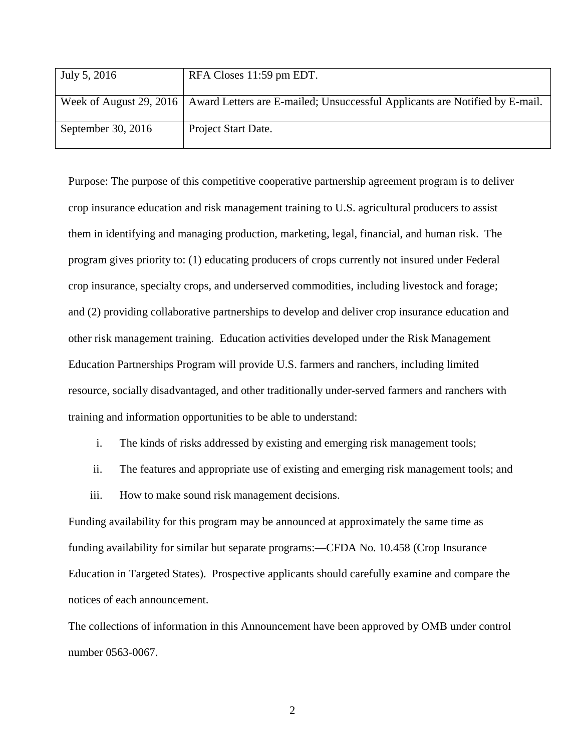| | |
|---|---|
| July 5, 2016 | RFA Closes 11:59 pm EDT. |
| Week of August 29, 2016 | Award Letters are E-mailed; Unsuccessful Applicants are Notified by E-mail. |
| September 30, 2016 | Project Start Date. |

Purpose: The purpose of this competitive cooperative partnership agreement program is to deliver crop insurance education and risk management training to U.S. agricultural producers to assist them in identifying and managing production, marketing, legal, financial, and human risk. The program gives priority to: (1) educating producers of crops currently not insured under Federal crop insurance, specialty crops, and underserved commodities, including livestock and forage; and (2) providing collaborative partnerships to develop and deliver crop insurance education and other risk management training. Education activities developed under the Risk Management Education Partnerships Program will provide U.S. farmers and ranchers, including limited resource, socially disadvantaged, and other traditionally under-served farmers and ranchers with training and information opportunities to be able to understand:

i. The kinds of risks addressed by existing and emerging risk management tools;

ii. The features and appropriate use of existing and emerging risk management tools; and

iii. How to make sound risk management decisions.

Funding availability for this program may be announced at approximately the same time as funding availability for similar but separate programs:—CFDA No. 10.458 (Crop Insurance Education in Targeted States). Prospective applicants should carefully examine and compare the notices of each announcement.

The collections of information in this Announcement have been approved by OMB under control number 0563-0067.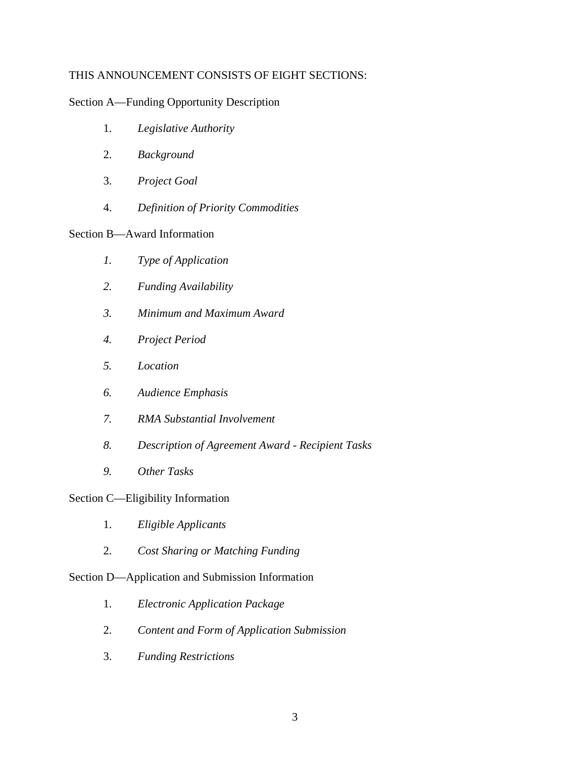THIS ANNOUNCEMENT CONSISTS OF EIGHT SECTIONS:

Section A—Funding Opportunity Description

1. *Legislative Authority*
2. *Background*
3. *Project Goal*
4. *Definition of Priority Commodities*

Section B—Award Information

1. *Type of Application*
2. *Funding Availability*
3. *Minimum and Maximum Award*
4. *Project Period*
5. *Location*
6. *Audience Emphasis*
7. *RMA Substantial Involvement*
8. *Description of Agreement Award - Recipient Tasks*
9. *Other Tasks*

Section C—Eligibility Information

1. *Eligible Applicants*
2. *Cost Sharing or Matching Funding*

Section D—Application and Submission Information

1. *Electronic Application Package*
2. *Content and Form of Application Submission*
3. *Funding Restrictions*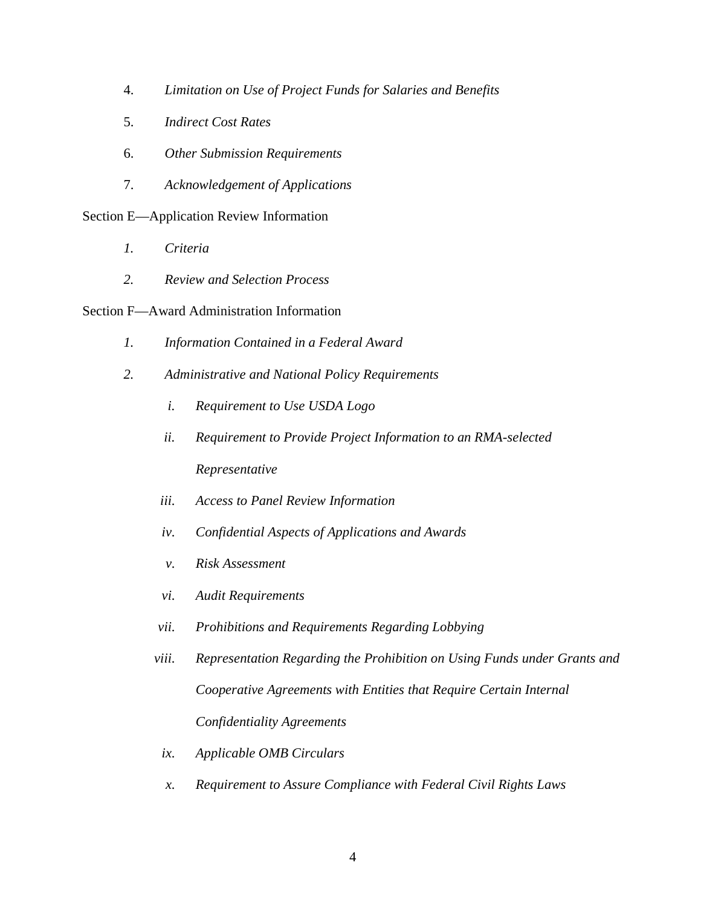4. *Limitation on Use of Project Funds for Salaries and Benefits*

5. *Indirect Cost Rates*

6. *Other Submission Requirements*

7. *Acknowledgement of Applications*

Section E—Application Review Information

1. *Criteria*

2. *Review and Selection Process*

Section F—Award Administration Information

1. *Information Contained in a Federal Award*

2. *Administrative and National Policy Requirements*

    i. *Requirement to Use USDA Logo*

    ii. *Requirement to Provide Project Information to an RMA-selected Representative*

    iii. *Access to Panel Review Information*

    iv. *Confidential Aspects of Applications and Awards*

    v. *Risk Assessment*

    vi. *Audit Requirements*

    vii. *Prohibitions and Requirements Regarding Lobbying*

    viii. *Representation Regarding the Prohibition on Using Funds under Grants and Cooperative Agreements with Entities that Require Certain Internal Confidentiality Agreements*

    ix. *Applicable OMB Circulars*

    x. *Requirement to Assure Compliance with Federal Civil Rights Laws*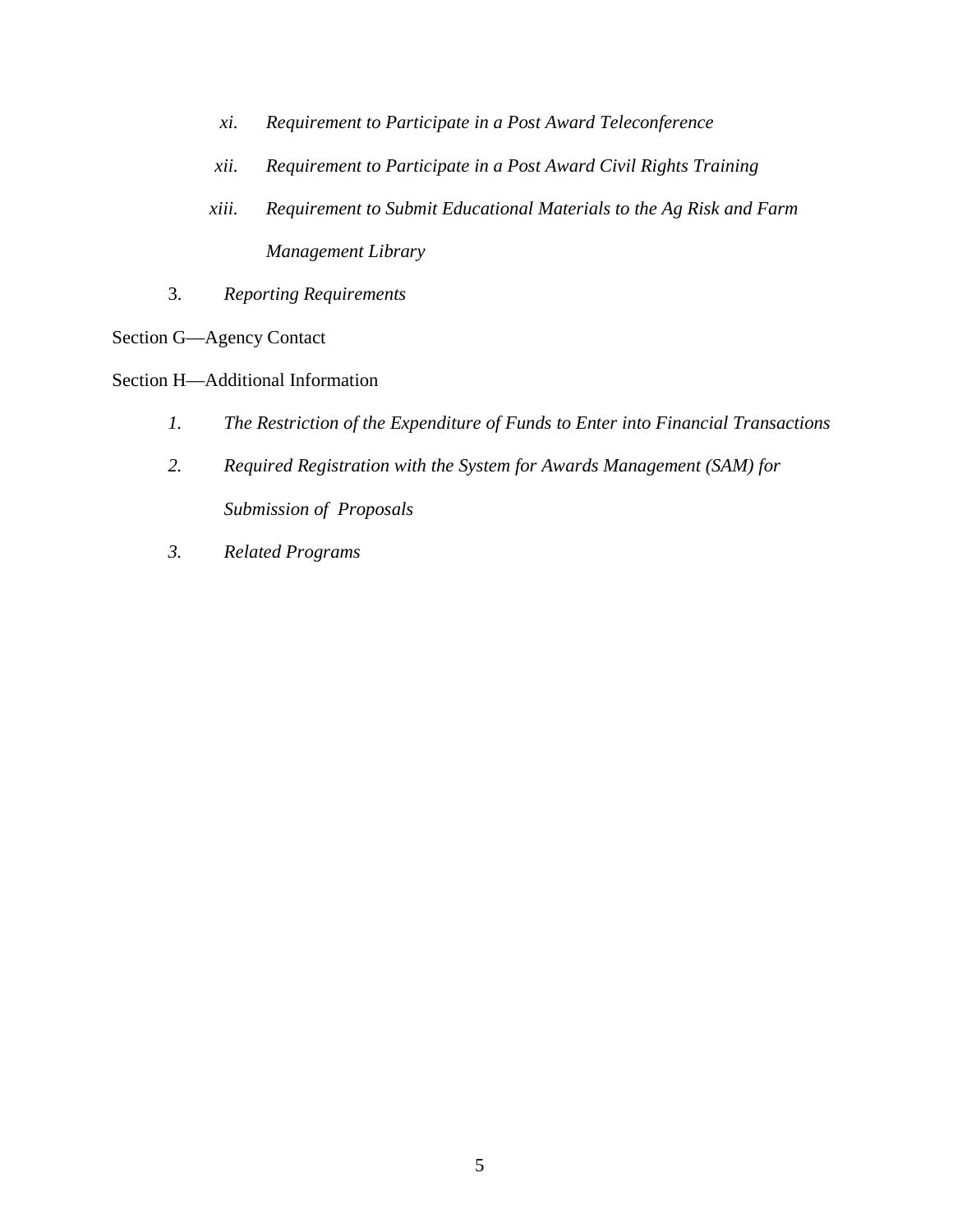*xi. Requirement to Participate in a Post Award Teleconference*

*xii. Requirement to Participate in a Post Award Civil Rights Training*

*xiii. Requirement to Submit Educational Materials to the Ag Risk and Farm Management Library*

3. *Reporting Requirements*

Section G—Agency Contact

Section H—Additional Information

*1. The Restriction of the Expenditure of Funds to Enter into Financial Transactions*

*2. Required Registration with the System for Awards Management (SAM) for Submission of Proposals*

*3. Related Programs*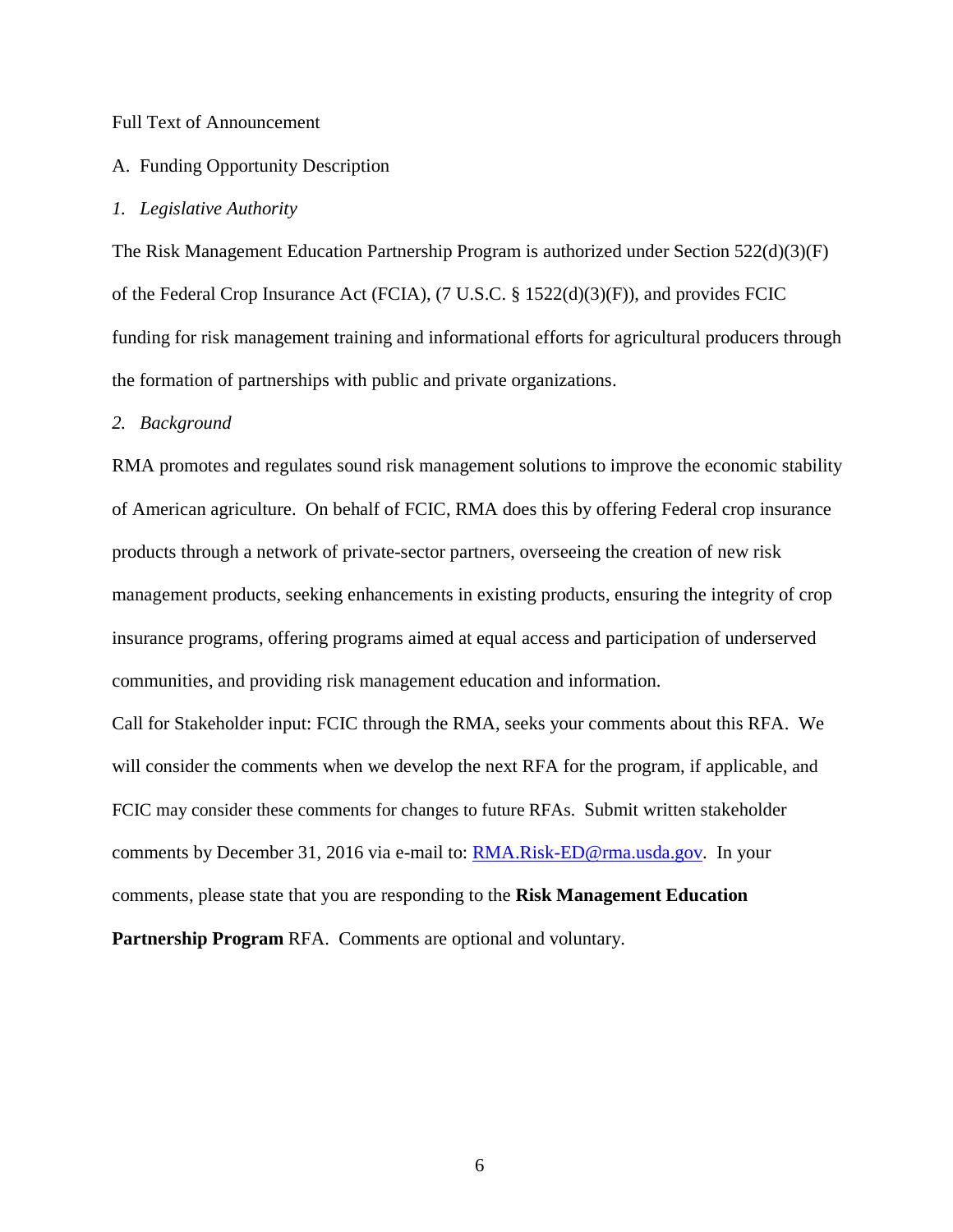Full Text of Announcement

## A. Funding Opportunity Description

### *1. Legislative Authority*

The Risk Management Education Partnership Program is authorized under Section 522(d)(3)(F) of the Federal Crop Insurance Act (FCIA), (7 U.S.C. § 1522(d)(3)(F)), and provides FCIC funding for risk management training and informational efforts for agricultural producers through the formation of partnerships with public and private organizations.

### *2. Background*

RMA promotes and regulates sound risk management solutions to improve the economic stability of American agriculture. On behalf of FCIC, RMA does this by offering Federal crop insurance products through a network of private-sector partners, overseeing the creation of new risk management products, seeking enhancements in existing products, ensuring the integrity of crop insurance programs, offering programs aimed at equal access and participation of underserved communities, and providing risk management education and information.

Call for Stakeholder input: FCIC through the RMA, seeks your comments about this RFA. We will consider the comments when we develop the next RFA for the program, if applicable, and FCIC may consider these comments for changes to future RFAs. Submit written stakeholder comments by December 31, 2016 via e-mail to: [RMA.Risk-ED@rma.usda.gov](mailto:RMA.Risk-ED@rma.usda.gov). In your comments, please state that you are responding to the **Risk Management Education Partnership Program** RFA. Comments are optional and voluntary.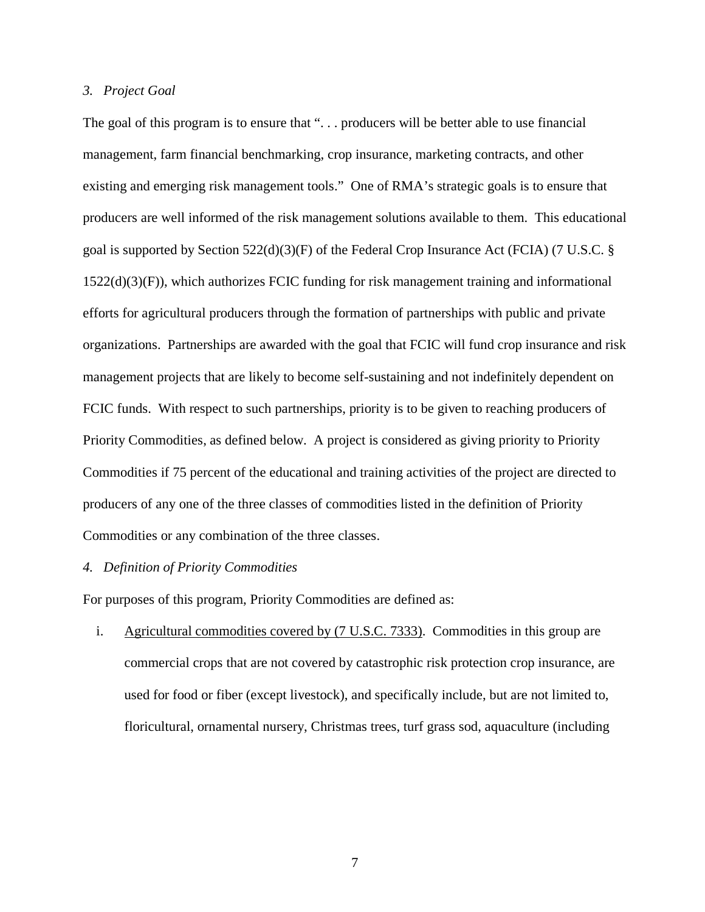*3. Project Goal*

The goal of this program is to ensure that ". . . producers will be better able to use financial management, farm financial benchmarking, crop insurance, marketing contracts, and other existing and emerging risk management tools." One of RMA's strategic goals is to ensure that producers are well informed of the risk management solutions available to them. This educational goal is supported by Section 522(d)(3)(F) of the Federal Crop Insurance Act (FCIA) (7 U.S.C. § 1522(d)(3)(F)), which authorizes FCIC funding for risk management training and informational efforts for agricultural producers through the formation of partnerships with public and private organizations. Partnerships are awarded with the goal that FCIC will fund crop insurance and risk management projects that are likely to become self-sustaining and not indefinitely dependent on FCIC funds. With respect to such partnerships, priority is to be given to reaching producers of Priority Commodities, as defined below. A project is considered as giving priority to Priority Commodities if 75 percent of the educational and training activities of the project are directed to producers of any one of the three classes of commodities listed in the definition of Priority Commodities or any combination of the three classes.

*4. Definition of Priority Commodities*

For purposes of this program, Priority Commodities are defined as:

i. Agricultural commodities covered by (7 U.S.C. 7333). Commodities in this group are commercial crops that are not covered by catastrophic risk protection crop insurance, are used for food or fiber (except livestock), and specifically include, but are not limited to, floricultural, ornamental nursery, Christmas trees, turf grass sod, aquaculture (including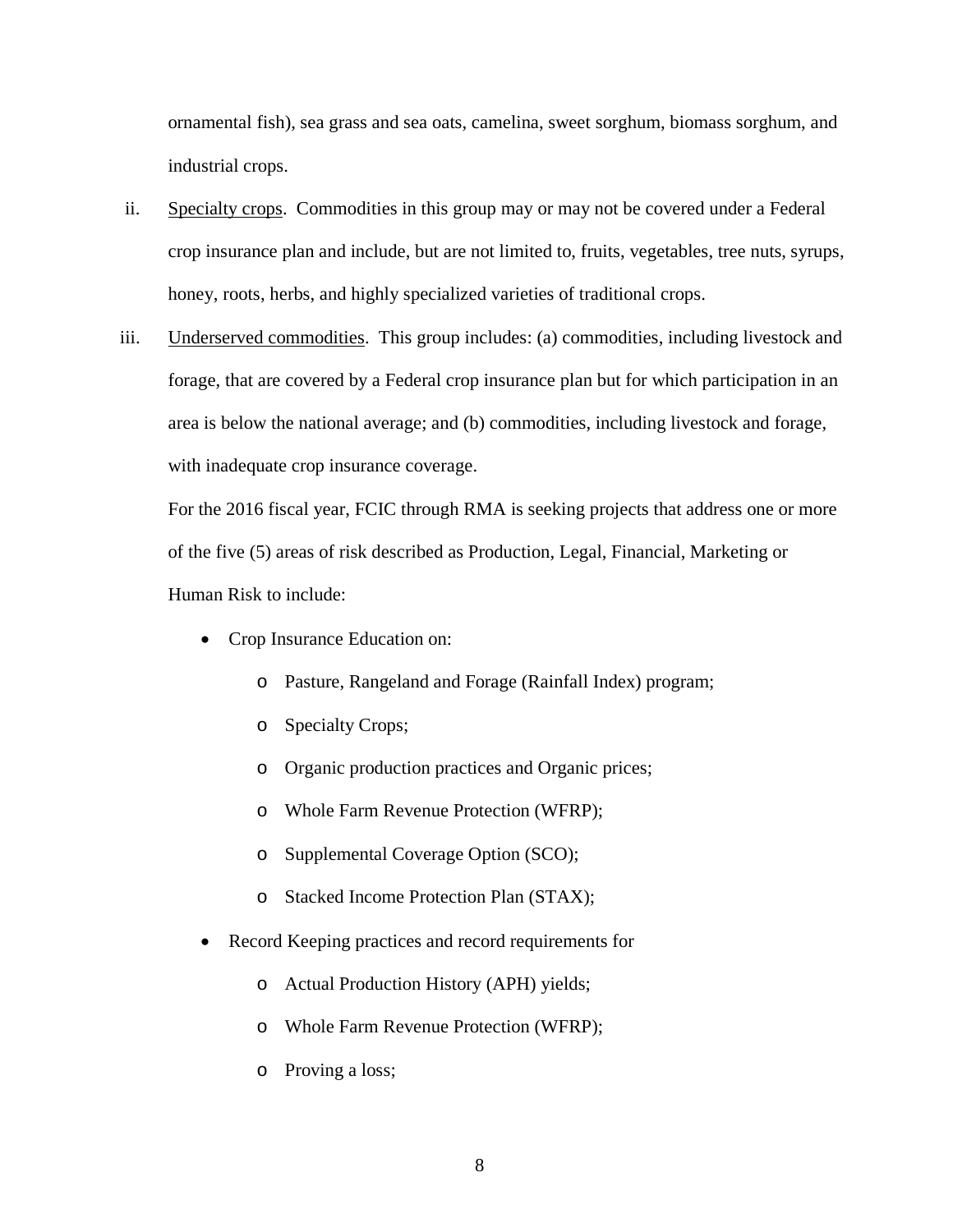ornamental fish), sea grass and sea oats, camelina, sweet sorghum, biomass sorghum, and industrial crops.

ii. Specialty crops. Commodities in this group may or may not be covered under a Federal crop insurance plan and include, but are not limited to, fruits, vegetables, tree nuts, syrups, honey, roots, herbs, and highly specialized varieties of traditional crops.

iii. Underserved commodities. This group includes: (a) commodities, including livestock and forage, that are covered by a Federal crop insurance plan but for which participation in an area is below the national average; and (b) commodities, including livestock and forage, with inadequate crop insurance coverage.

For the 2016 fiscal year, FCIC through RMA is seeking projects that address one or more of the five (5) areas of risk described as Production, Legal, Financial, Marketing or Human Risk to include:

- Crop Insurance Education on:
  - Pasture, Rangeland and Forage (Rainfall Index) program;
  - Specialty Crops;
  - Organic production practices and Organic prices;
  - Whole Farm Revenue Protection (WFRP);
  - Supplemental Coverage Option (SCO);
  - Stacked Income Protection Plan (STAX);
- Record Keeping practices and record requirements for
  - Actual Production History (APH) yields;
  - Whole Farm Revenue Protection (WFRP);
  - Proving a loss;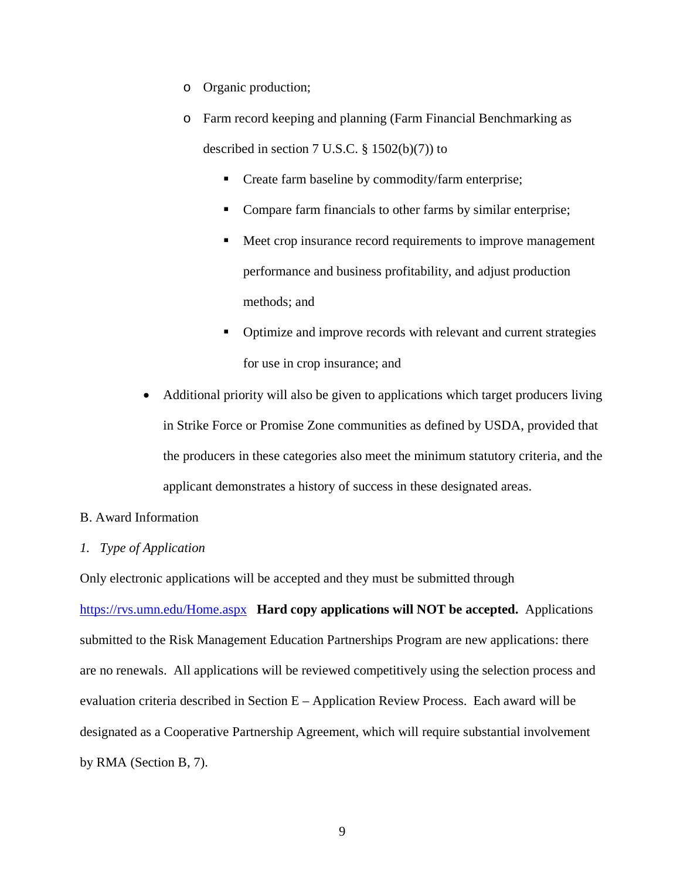- Organic production;
    - Farm record keeping and planning (Farm Financial Benchmarking as described in section 7 U.S.C. § 1502(b)(7)) to
        - Create farm baseline by commodity/farm enterprise;
        - Compare farm financials to other farms by similar enterprise;
        - Meet crop insurance record requirements to improve management performance and business profitability, and adjust production methods; and
        - Optimize and improve records with relevant and current strategies for use in crop insurance; and
- Additional priority will also be given to applications which target producers living in Strike Force or Promise Zone communities as defined by USDA, provided that the producers in these categories also meet the minimum statutory criteria, and the applicant demonstrates a history of success in these designated areas.

B. Award Information

*1. Type of Application*

Only electronic applications will be accepted and they must be submitted through https://rvs.umn.edu/Home.aspx **Hard copy applications will NOT be accepted.** Applications submitted to the Risk Management Education Partnerships Program are new applications: there are no renewals. All applications will be reviewed competitively using the selection process and evaluation criteria described in Section E – Application Review Process. Each award will be designated as a Cooperative Partnership Agreement, which will require substantial involvement by RMA (Section B, 7).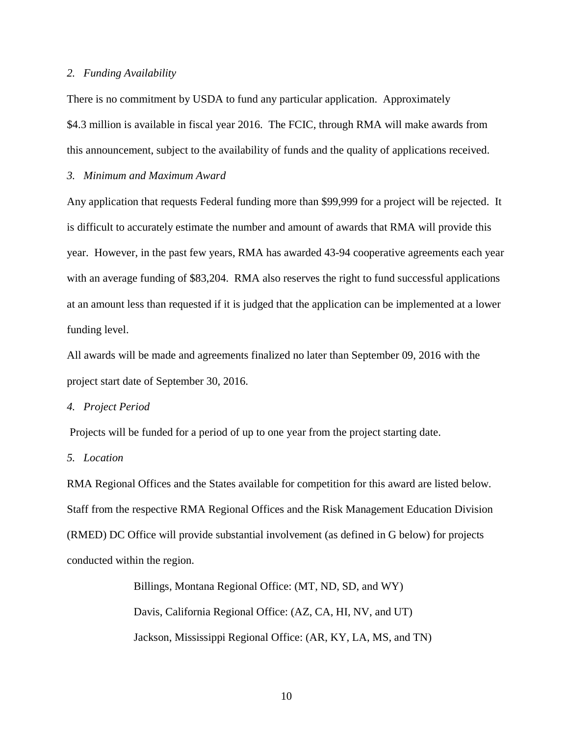*2. Funding Availability*

There is no commitment by USDA to fund any particular application. Approximately $4.3 million is available in fiscal year 2016. The FCIC, through RMA will make awards from this announcement, subject to the availability of funds and the quality of applications received.

*3. Minimum and Maximum Award*

Any application that requests Federal funding more than $99,999 for a project will be rejected. It is difficult to accurately estimate the number and amount of awards that RMA will provide this year. However, in the past few years, RMA has awarded 43-94 cooperative agreements each year with an average funding of $83,204. RMA also reserves the right to fund successful applications at an amount less than requested if it is judged that the application can be implemented at a lower funding level.

All awards will be made and agreements finalized no later than September 09, 2016 with the project start date of September 30, 2016.

*4. Project Period*

Projects will be funded for a period of up to one year from the project starting date.

*5. Location*

RMA Regional Offices and the States available for competition for this award are listed below. Staff from the respective RMA Regional Offices and the Risk Management Education Division (RMED) DC Office will provide substantial involvement (as defined in G below) for projects conducted within the region.

Billings, Montana Regional Office: (MT, ND, SD, and WY)

Davis, California Regional Office: (AZ, CA, HI, NV, and UT)

Jackson, Mississippi Regional Office: (AR, KY, LA, MS, and TN)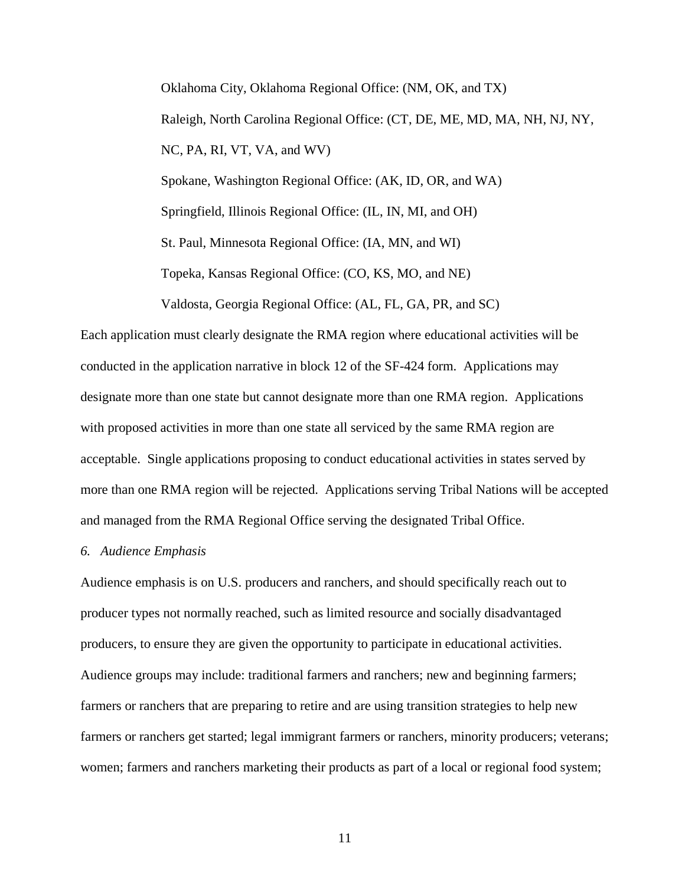Oklahoma City, Oklahoma Regional Office: (NM, OK, and TX)

Raleigh, North Carolina Regional Office: (CT, DE, ME, MD, MA, NH, NJ, NY, NC, PA, RI, VT, VA, and WV)

Spokane, Washington Regional Office: (AK, ID, OR, and WA)

Springfield, Illinois Regional Office: (IL, IN, MI, and OH)

St. Paul, Minnesota Regional Office: (IA, MN, and WI)

Topeka, Kansas Regional Office: (CO, KS, MO, and NE)

Valdosta, Georgia Regional Office: (AL, FL, GA, PR, and SC)

Each application must clearly designate the RMA region where educational activities will be conducted in the application narrative in block 12 of the SF-424 form. Applications may designate more than one state but cannot designate more than one RMA region. Applications with proposed activities in more than one state all serviced by the same RMA region are acceptable. Single applications proposing to conduct educational activities in states served by more than one RMA region will be rejected. Applications serving Tribal Nations will be accepted and managed from the RMA Regional Office serving the designated Tribal Office.

*6. Audience Emphasis*

Audience emphasis is on U.S. producers and ranchers, and should specifically reach out to producer types not normally reached, such as limited resource and socially disadvantaged producers, to ensure they are given the opportunity to participate in educational activities. Audience groups may include: traditional farmers and ranchers; new and beginning farmers; farmers or ranchers that are preparing to retire and are using transition strategies to help new farmers or ranchers get started; legal immigrant farmers or ranchers, minority producers; veterans; women; farmers and ranchers marketing their products as part of a local or regional food system;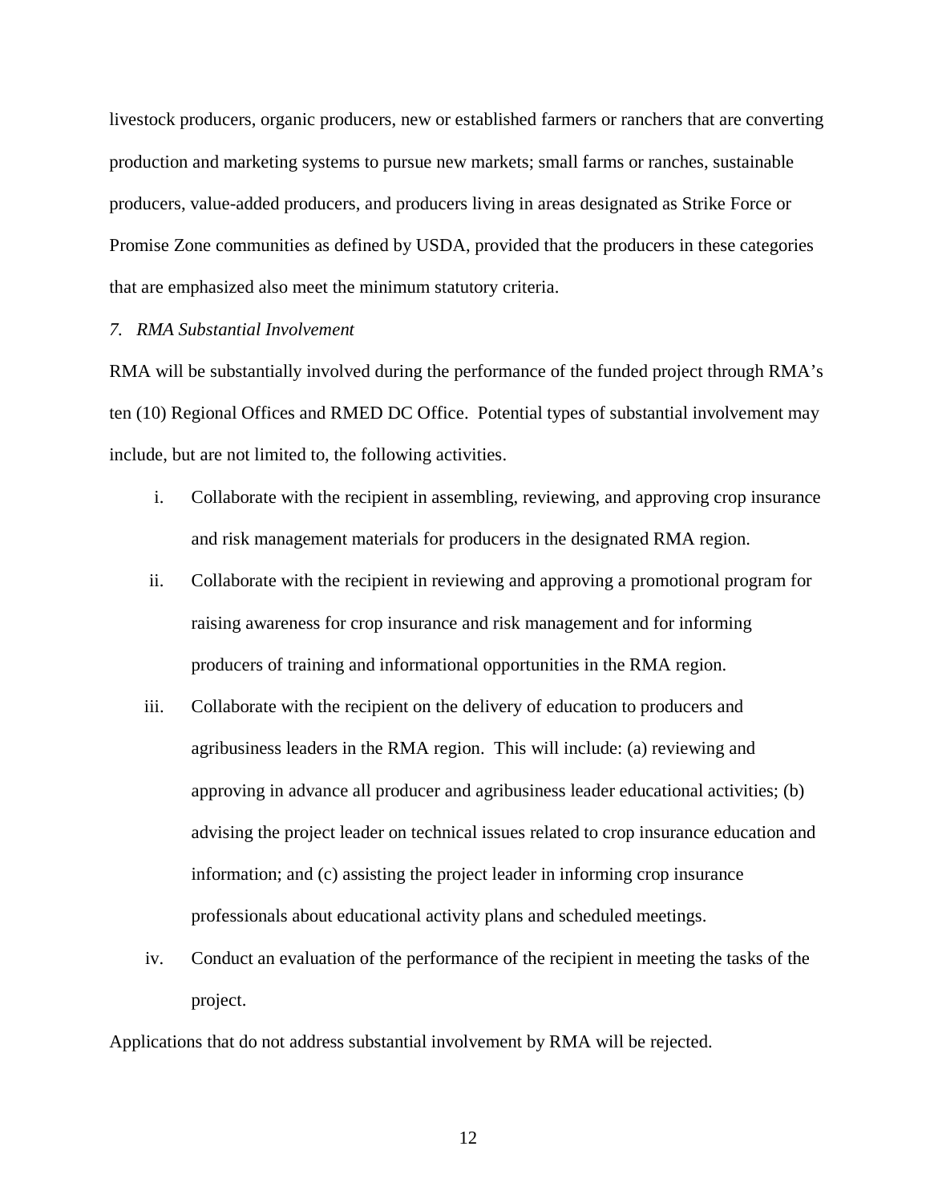livestock producers, organic producers, new or established farmers or ranchers that are converting production and marketing systems to pursue new markets; small farms or ranches, sustainable producers, value-added producers, and producers living in areas designated as Strike Force or Promise Zone communities as defined by USDA, provided that the producers in these categories that are emphasized also meet the minimum statutory criteria.

*7. RMA Substantial Involvement*

RMA will be substantially involved during the performance of the funded project through RMA's ten (10) Regional Offices and RMED DC Office. Potential types of substantial involvement may include, but are not limited to, the following activities.

i. Collaborate with the recipient in assembling, reviewing, and approving crop insurance and risk management materials for producers in the designated RMA region.

ii. Collaborate with the recipient in reviewing and approving a promotional program for raising awareness for crop insurance and risk management and for informing producers of training and informational opportunities in the RMA region.

iii. Collaborate with the recipient on the delivery of education to producers and agribusiness leaders in the RMA region. This will include: (a) reviewing and approving in advance all producer and agribusiness leader educational activities; (b) advising the project leader on technical issues related to crop insurance education and information; and (c) assisting the project leader in informing crop insurance professionals about educational activity plans and scheduled meetings.

iv. Conduct an evaluation of the performance of the recipient in meeting the tasks of the project.

Applications that do not address substantial involvement by RMA will be rejected.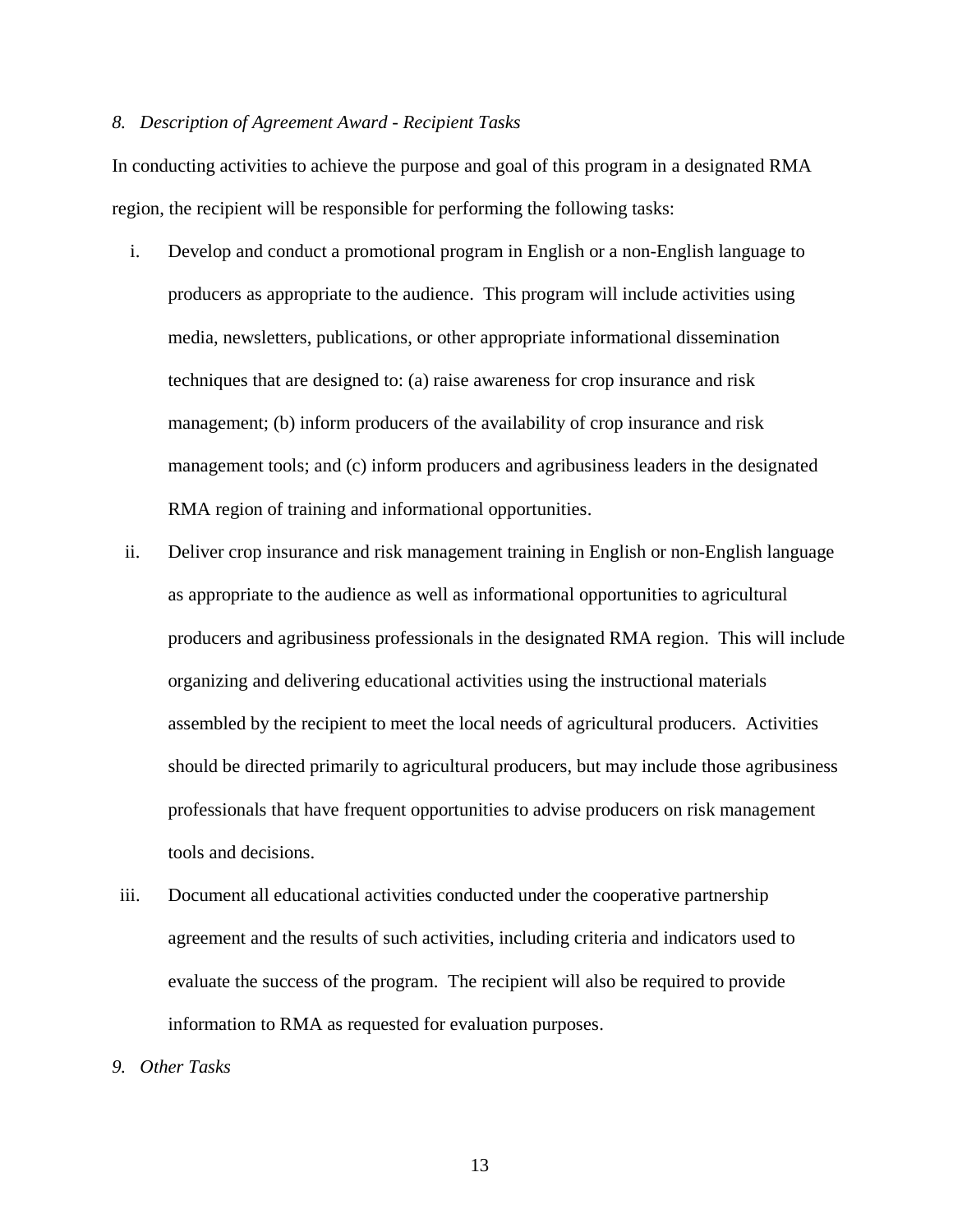*8. Description of Agreement Award - Recipient Tasks*

In conducting activities to achieve the purpose and goal of this program in a designated RMA region, the recipient will be responsible for performing the following tasks:

i. Develop and conduct a promotional program in English or a non-English language to producers as appropriate to the audience. This program will include activities using media, newsletters, publications, or other appropriate informational dissemination techniques that are designed to: (a) raise awareness for crop insurance and risk management; (b) inform producers of the availability of crop insurance and risk management tools; and (c) inform producers and agribusiness leaders in the designated RMA region of training and informational opportunities.

ii. Deliver crop insurance and risk management training in English or non-English language as appropriate to the audience as well as informational opportunities to agricultural producers and agribusiness professionals in the designated RMA region. This will include organizing and delivering educational activities using the instructional materials assembled by the recipient to meet the local needs of agricultural producers. Activities should be directed primarily to agricultural producers, but may include those agribusiness professionals that have frequent opportunities to advise producers on risk management tools and decisions.

iii. Document all educational activities conducted under the cooperative partnership agreement and the results of such activities, including criteria and indicators used to evaluate the success of the program. The recipient will also be required to provide information to RMA as requested for evaluation purposes.

*9. Other Tasks*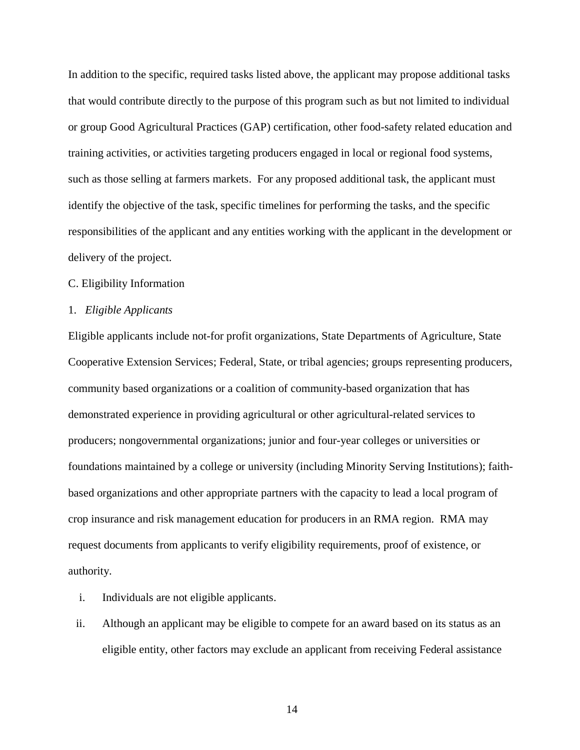In addition to the specific, required tasks listed above, the applicant may propose additional tasks that would contribute directly to the purpose of this program such as but not limited to individual or group Good Agricultural Practices (GAP) certification, other food-safety related education and training activities, or activities targeting producers engaged in local or regional food systems, such as those selling at farmers markets. For any proposed additional task, the applicant must identify the objective of the task, specific timelines for performing the tasks, and the specific responsibilities of the applicant and any entities working with the applicant in the development or delivery of the project.

## C. Eligibility Information

### 1. *Eligible Applicants*

Eligible applicants include not-for profit organizations, State Departments of Agriculture, State Cooperative Extension Services; Federal, State, or tribal agencies; groups representing producers, community based organizations or a coalition of community-based organization that has demonstrated experience in providing agricultural or other agricultural-related services to producers; nongovernmental organizations; junior and four-year colleges or universities or foundations maintained by a college or university (including Minority Serving Institutions); faith-based organizations and other appropriate partners with the capacity to lead a local program of crop insurance and risk management education for producers in an RMA region. RMA may request documents from applicants to verify eligibility requirements, proof of existence, or authority.

i. Individuals are not eligible applicants.

ii. Although an applicant may be eligible to compete for an award based on its status as an eligible entity, other factors may exclude an applicant from receiving Federal assistance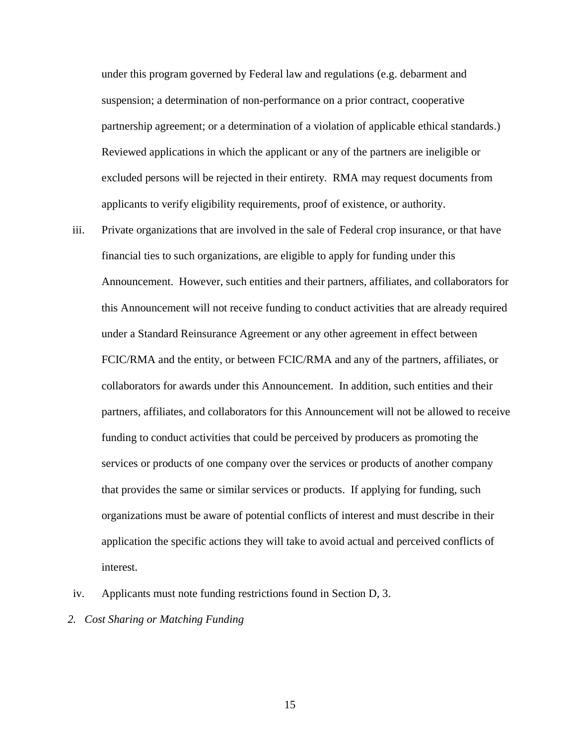under this program governed by Federal law and regulations (e.g. debarment and suspension; a determination of non-performance on a prior contract, cooperative partnership agreement; or a determination of a violation of applicable ethical standards.) Reviewed applications in which the applicant or any of the partners are ineligible or excluded persons will be rejected in their entirety. RMA may request documents from applicants to verify eligibility requirements, proof of existence, or authority.

iii. Private organizations that are involved in the sale of Federal crop insurance, or that have financial ties to such organizations, are eligible to apply for funding under this Announcement. However, such entities and their partners, affiliates, and collaborators for this Announcement will not receive funding to conduct activities that are already required under a Standard Reinsurance Agreement or any other agreement in effect between FCIC/RMA and the entity, or between FCIC/RMA and any of the partners, affiliates, or collaborators for awards under this Announcement. In addition, such entities and their partners, affiliates, and collaborators for this Announcement will not be allowed to receive funding to conduct activities that could be perceived by producers as promoting the services or products of one company over the services or products of another company that provides the same or similar services or products. If applying for funding, such organizations must be aware of potential conflicts of interest and must describe in their application the specific actions they will take to avoid actual and perceived conflicts of interest.

iv. Applicants must note funding restrictions found in Section D, 3.

*2. Cost Sharing or Matching Funding*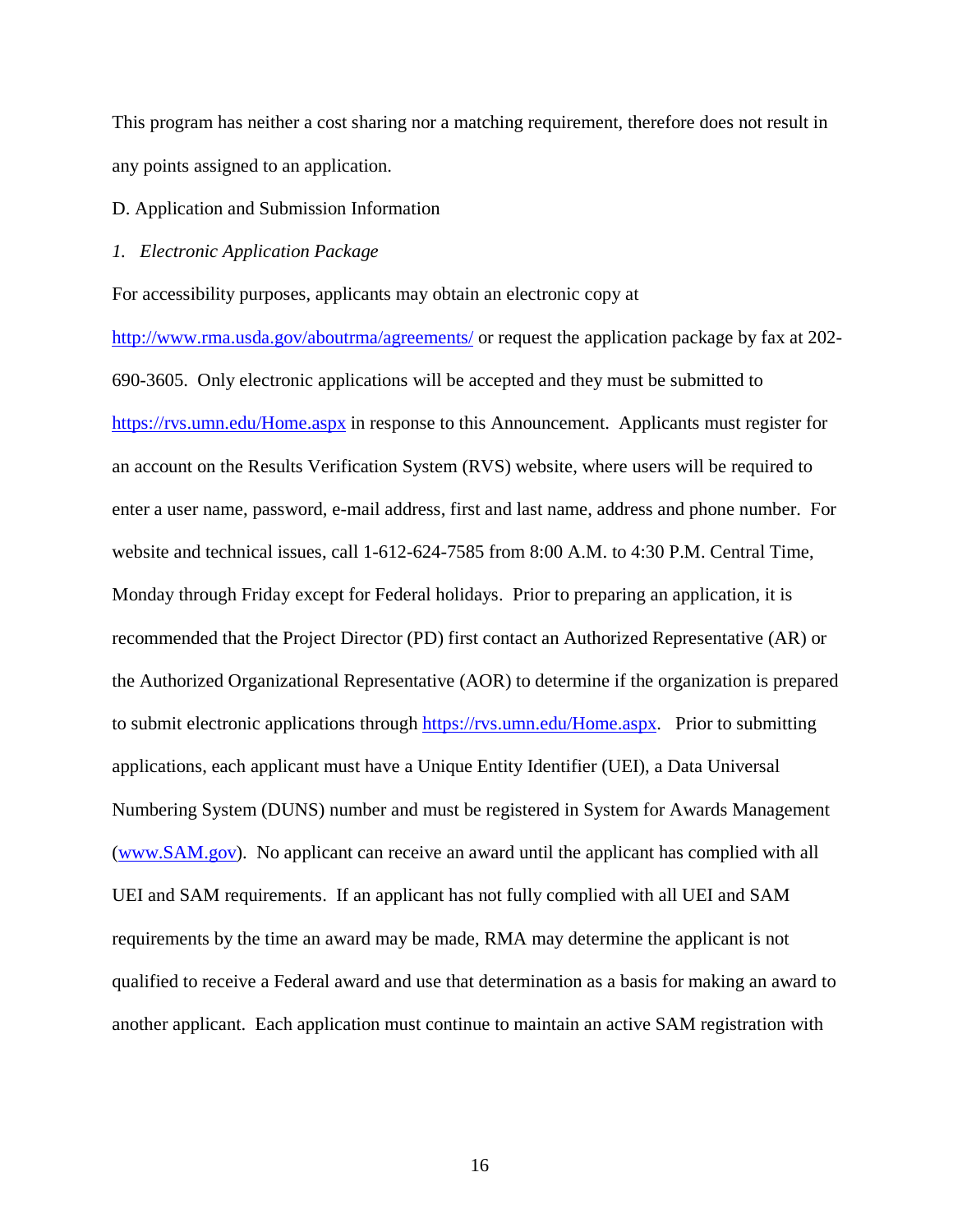This program has neither a cost sharing nor a matching requirement, therefore does not result in any points assigned to an application.

D. Application and Submission Information

*1. Electronic Application Package*

For accessibility purposes, applicants may obtain an electronic copy at [http://www.rma.usda.gov/aboutrma/agreements/](http://www.rma.usda.gov/aboutrma/agreements/) or request the application package by fax at 202-690-3605. Only electronic applications will be accepted and they must be submitted to [https://rvs.umn.edu/Home.aspx](https://rvs.umn.edu/Home.aspx) in response to this Announcement. Applicants must register for an account on the Results Verification System (RVS) website, where users will be required to enter a user name, password, e-mail address, first and last name, address and phone number. For website and technical issues, call 1-612-624-7585 from 8:00 A.M. to 4:30 P.M. Central Time, Monday through Friday except for Federal holidays. Prior to preparing an application, it is recommended that the Project Director (PD) first contact an Authorized Representative (AR) or the Authorized Organizational Representative (AOR) to determine if the organization is prepared to submit electronic applications through [https://rvs.umn.edu/Home.aspx](https://rvs.umn.edu/Home.aspx). Prior to submitting applications, each applicant must have a Unique Entity Identifier (UEI), a Data Universal Numbering System (DUNS) number and must be registered in System for Awards Management ([www.SAM.gov](http://www.SAM.gov)). No applicant can receive an award until the applicant has complied with all UEI and SAM requirements. If an applicant has not fully complied with all UEI and SAM requirements by the time an award may be made, RMA may determine the applicant is not qualified to receive a Federal award and use that determination as a basis for making an award to another applicant. Each application must continue to maintain an active SAM registration with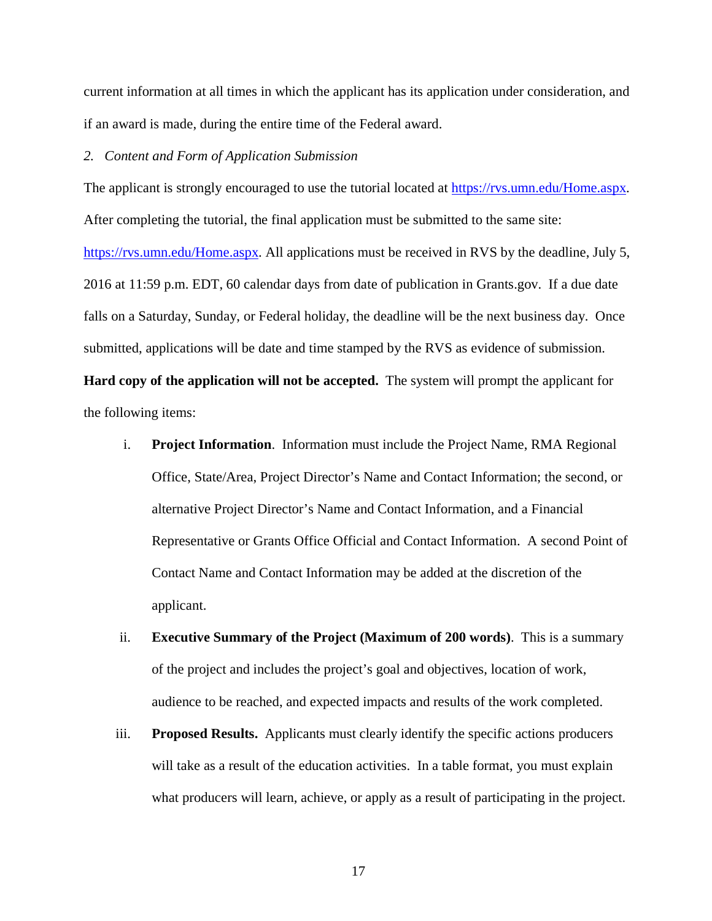current information at all times in which the applicant has its application under consideration, and if an award is made, during the entire time of the Federal award.

*2. Content and Form of Application Submission*

The applicant is strongly encouraged to use the tutorial located at [https://rvs.umn.edu/Home.aspx](https://rvs.umn.edu/Home.aspx). After completing the tutorial, the final application must be submitted to the same site: [https://rvs.umn.edu/Home.aspx](https://rvs.umn.edu/Home.aspx). All applications must be received in RVS by the deadline, July 5, 2016 at 11:59 p.m. EDT, 60 calendar days from date of publication in Grants.gov. If a due date falls on a Saturday, Sunday, or Federal holiday, the deadline will be the next business day. Once submitted, applications will be date and time stamped by the RVS as evidence of submission. **Hard copy of the application will not be accepted.** The system will prompt the applicant for the following items:

i. **Project Information**. Information must include the Project Name, RMA Regional Office, State/Area, Project Director's Name and Contact Information; the second, or alternative Project Director's Name and Contact Information, and a Financial Representative or Grants Office Official and Contact Information. A second Point of Contact Name and Contact Information may be added at the discretion of the applicant.

ii. **Executive Summary of the Project (Maximum of 200 words)**. This is a summary of the project and includes the project's goal and objectives, location of work, audience to be reached, and expected impacts and results of the work completed.

iii. **Proposed Results.** Applicants must clearly identify the specific actions producers will take as a result of the education activities. In a table format, you must explain what producers will learn, achieve, or apply as a result of participating in the project.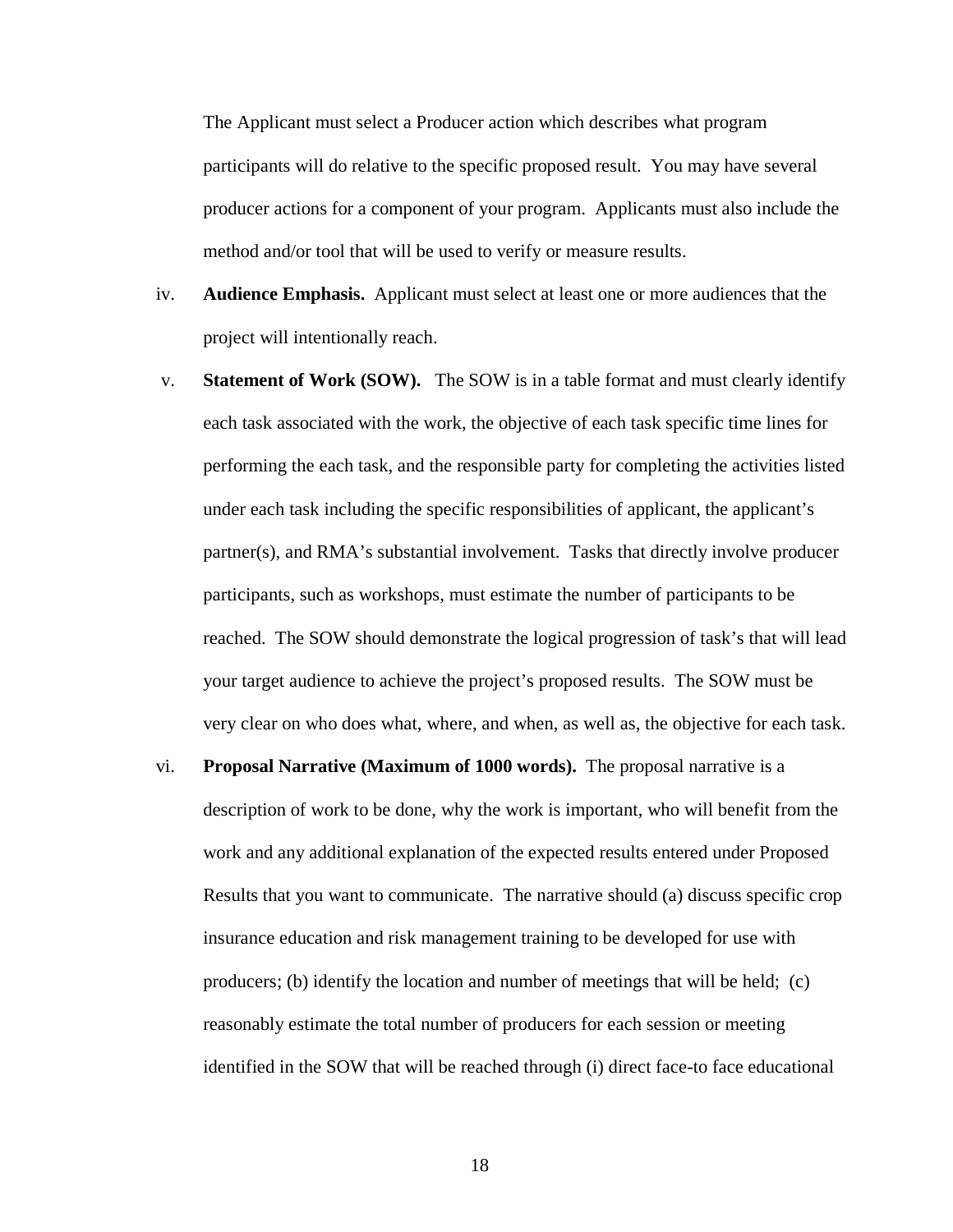The Applicant must select a Producer action which describes what program participants will do relative to the specific proposed result. You may have several producer actions for a component of your program. Applicants must also include the method and/or tool that will be used to verify or measure results.

iv. **Audience Emphasis.** Applicant must select at least one or more audiences that the project will intentionally reach.

v. **Statement of Work (SOW).** The SOW is in a table format and must clearly identify each task associated with the work, the objective of each task specific time lines for performing the each task, and the responsible party for completing the activities listed under each task including the specific responsibilities of applicant, the applicant's partner(s), and RMA's substantial involvement. Tasks that directly involve producer participants, such as workshops, must estimate the number of participants to be reached. The SOW should demonstrate the logical progression of task's that will lead your target audience to achieve the project's proposed results. The SOW must be very clear on who does what, where, and when, as well as, the objective for each task.

vi. **Proposal Narrative (Maximum of 1000 words).** The proposal narrative is a description of work to be done, why the work is important, who will benefit from the work and any additional explanation of the expected results entered under Proposed Results that you want to communicate. The narrative should (a) discuss specific crop insurance education and risk management training to be developed for use with producers; (b) identify the location and number of meetings that will be held; (c) reasonably estimate the total number of producers for each session or meeting identified in the SOW that will be reached through (i) direct face-to face educational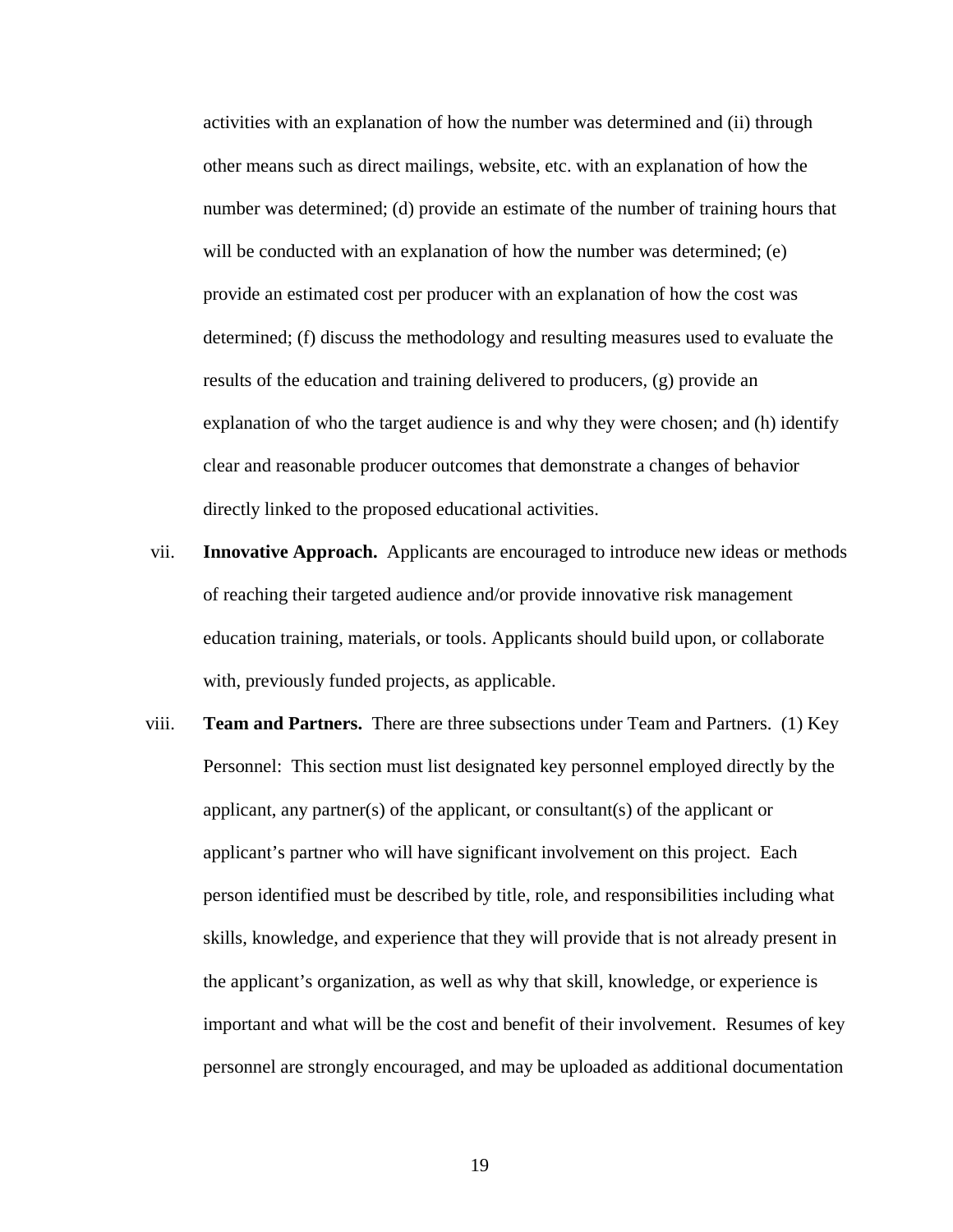activities with an explanation of how the number was determined and (ii) through other means such as direct mailings, website, etc. with an explanation of how the number was determined; (d) provide an estimate of the number of training hours that will be conducted with an explanation of how the number was determined; (e) provide an estimated cost per producer with an explanation of how the cost was determined; (f) discuss the methodology and resulting measures used to evaluate the results of the education and training delivered to producers, (g) provide an explanation of who the target audience is and why they were chosen; and (h) identify clear and reasonable producer outcomes that demonstrate a changes of behavior directly linked to the proposed educational activities.

vii. **Innovative Approach.** Applicants are encouraged to introduce new ideas or methods of reaching their targeted audience and/or provide innovative risk management education training, materials, or tools. Applicants should build upon, or collaborate with, previously funded projects, as applicable.

viii. **Team and Partners.** There are three subsections under Team and Partners. (1) Key Personnel: This section must list designated key personnel employed directly by the applicant, any partner(s) of the applicant, or consultant(s) of the applicant or applicant's partner who will have significant involvement on this project. Each person identified must be described by title, role, and responsibilities including what skills, knowledge, and experience that they will provide that is not already present in the applicant's organization, as well as why that skill, knowledge, or experience is important and what will be the cost and benefit of their involvement. Resumes of key personnel are strongly encouraged, and may be uploaded as additional documentation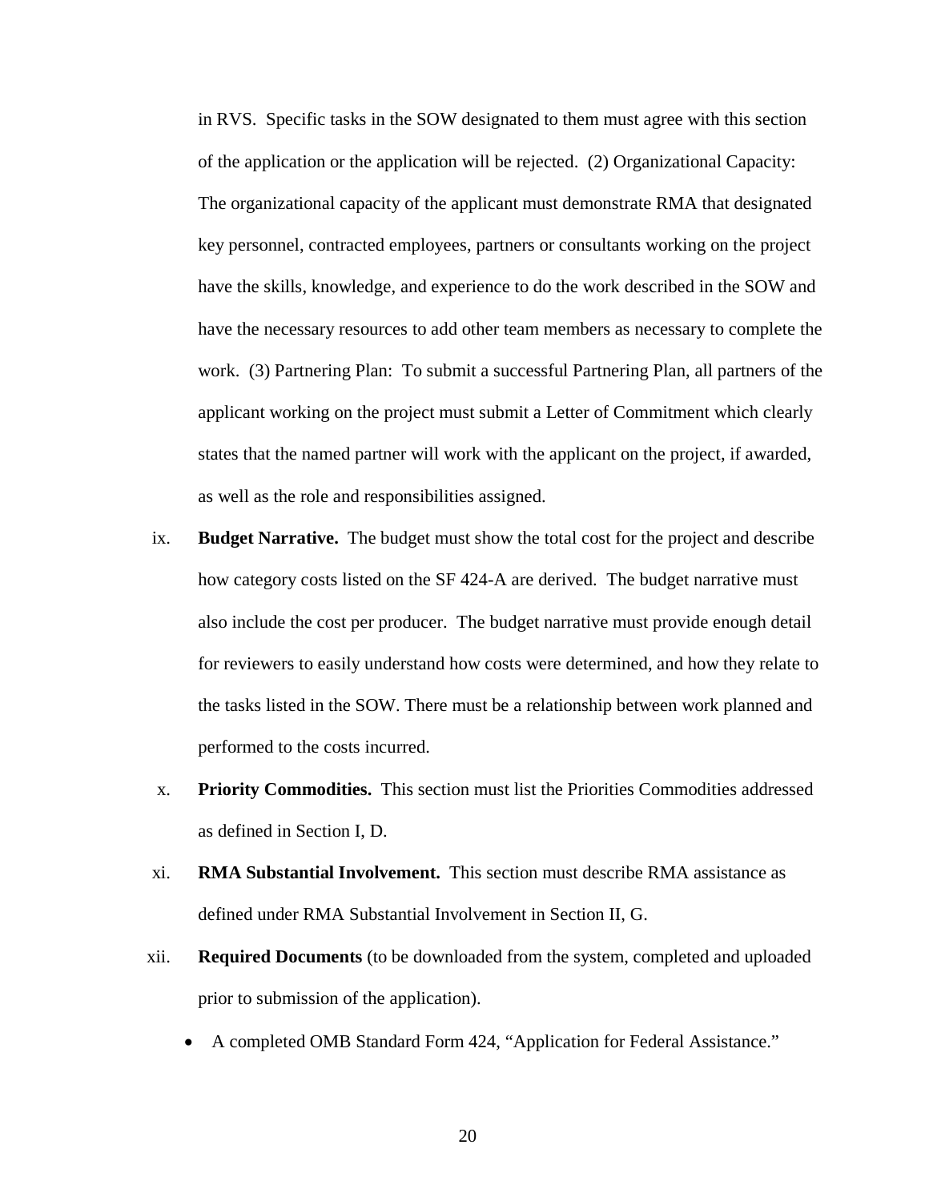in RVS. Specific tasks in the SOW designated to them must agree with this section of the application or the application will be rejected. (2) Organizational Capacity: The organizational capacity of the applicant must demonstrate RMA that designated key personnel, contracted employees, partners or consultants working on the project have the skills, knowledge, and experience to do the work described in the SOW and have the necessary resources to add other team members as necessary to complete the work. (3) Partnering Plan: To submit a successful Partnering Plan, all partners of the applicant working on the project must submit a Letter of Commitment which clearly states that the named partner will work with the applicant on the project, if awarded, as well as the role and responsibilities assigned.

ix. **Budget Narrative.** The budget must show the total cost for the project and describe how category costs listed on the SF 424-A are derived. The budget narrative must also include the cost per producer. The budget narrative must provide enough detail for reviewers to easily understand how costs were determined, and how they relate to the tasks listed in the SOW. There must be a relationship between work planned and performed to the costs incurred.

x. **Priority Commodities.** This section must list the Priorities Commodities addressed as defined in Section I, D.

xi. **RMA Substantial Involvement.** This section must describe RMA assistance as defined under RMA Substantial Involvement in Section II, G.

xii. **Required Documents** (to be downloaded from the system, completed and uploaded prior to submission of the application).

- A completed OMB Standard Form 424, "Application for Federal Assistance."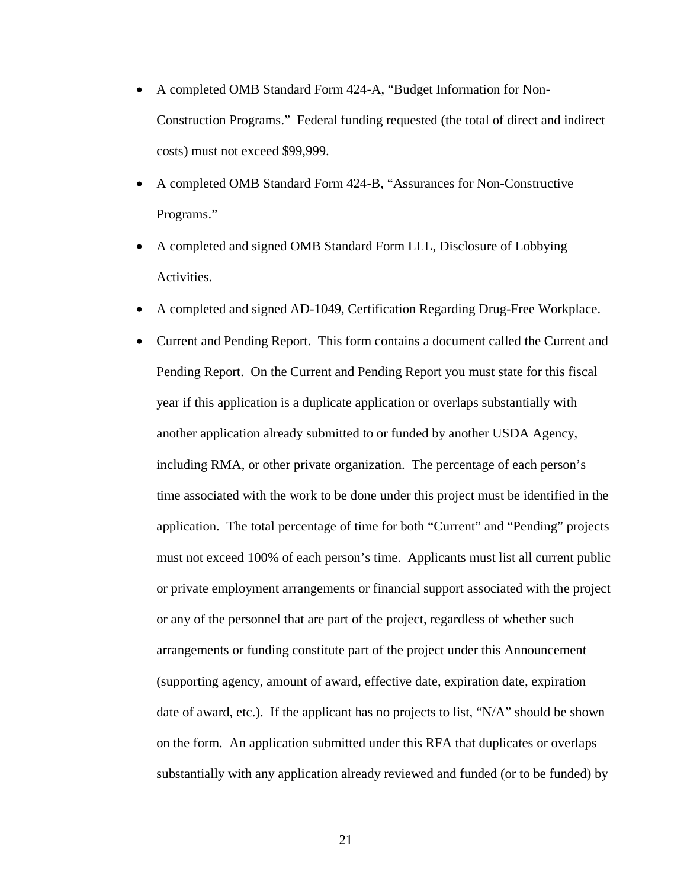- A completed OMB Standard Form 424-A, "Budget Information for Non-Construction Programs." Federal funding requested (the total of direct and indirect costs) must not exceed $99,999.
- A completed OMB Standard Form 424-B, "Assurances for Non-Constructive Programs."
- A completed and signed OMB Standard Form LLL, Disclosure of Lobbying Activities.
- A completed and signed AD-1049, Certification Regarding Drug-Free Workplace.
- Current and Pending Report. This form contains a document called the Current and Pending Report. On the Current and Pending Report you must state for this fiscal year if this application is a duplicate application or overlaps substantially with another application already submitted to or funded by another USDA Agency, including RMA, or other private organization. The percentage of each person's time associated with the work to be done under this project must be identified in the application. The total percentage of time for both "Current" and "Pending" projects must not exceed 100% of each person's time. Applicants must list all current public or private employment arrangements or financial support associated with the project or any of the personnel that are part of the project, regardless of whether such arrangements or funding constitute part of the project under this Announcement (supporting agency, amount of award, effective date, expiration date, expiration date of award, etc.). If the applicant has no projects to list, "N/A" should be shown on the form. An application submitted under this RFA that duplicates or overlaps substantially with any application already reviewed and funded (or to be funded) by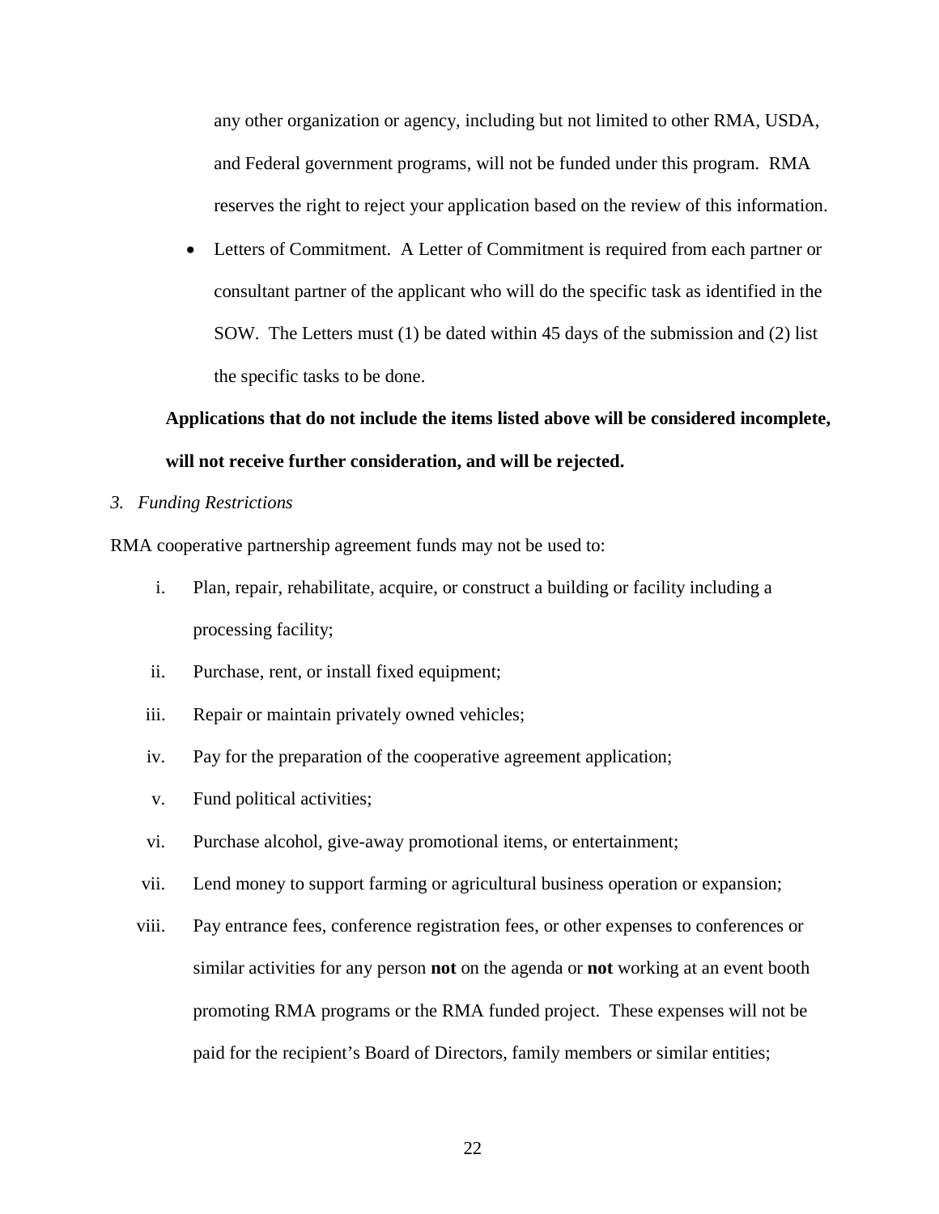any other organization or agency, including but not limited to other RMA, USDA, and Federal government programs, will not be funded under this program. RMA reserves the right to reject your application based on the review of this information.

- Letters of Commitment. A Letter of Commitment is required from each partner or consultant partner of the applicant who will do the specific task as identified in the SOW. The Letters must (1) be dated within 45 days of the submission and (2) list the specific tasks to be done.

**Applications that do not include the items listed above will be considered incomplete, will not receive further consideration, and will be rejected.**

*3. Funding Restrictions*

RMA cooperative partnership agreement funds may not be used to:

i. Plan, repair, rehabilitate, acquire, or construct a building or facility including a processing facility;

ii. Purchase, rent, or install fixed equipment;

iii. Repair or maintain privately owned vehicles;

iv. Pay for the preparation of the cooperative agreement application;

v. Fund political activities;

vi. Purchase alcohol, give-away promotional items, or entertainment;

vii. Lend money to support farming or agricultural business operation or expansion;

viii. Pay entrance fees, conference registration fees, or other expenses to conferences or similar activities for any person **not** on the agenda or **not** working at an event booth promoting RMA programs or the RMA funded project. These expenses will not be paid for the recipient's Board of Directors, family members or similar entities;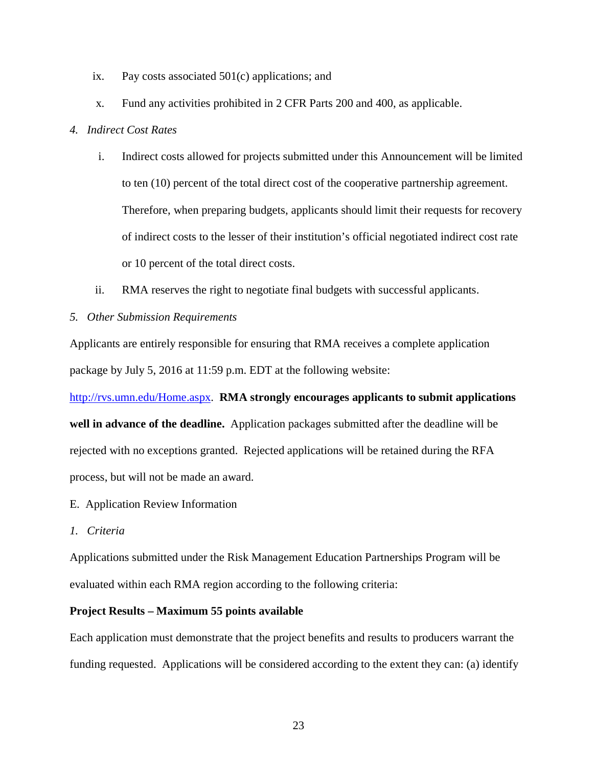ix. Pay costs associated 501(c) applications; and

x. Fund any activities prohibited in 2 CFR Parts 200 and 400, as applicable.

*4. Indirect Cost Rates*

i. Indirect costs allowed for projects submitted under this Announcement will be limited to ten (10) percent of the total direct cost of the cooperative partnership agreement. Therefore, when preparing budgets, applicants should limit their requests for recovery of indirect costs to the lesser of their institution's official negotiated indirect cost rate or 10 percent of the total direct costs.

ii. RMA reserves the right to negotiate final budgets with successful applicants.

*5. Other Submission Requirements*

Applicants are entirely responsible for ensuring that RMA receives a complete application package by July 5, 2016 at 11:59 p.m. EDT at the following website: [http://rvs.umn.edu/Home.aspx](http://rvs.umn.edu/Home.aspx). **RMA strongly encourages applicants to submit applications well in advance of the deadline.** Application packages submitted after the deadline will be rejected with no exceptions granted. Rejected applications will be retained during the RFA process, but will not be made an award.

E. Application Review Information

*1. Criteria*

Applications submitted under the Risk Management Education Partnerships Program will be evaluated within each RMA region according to the following criteria:

**Project Results – Maximum 55 points available**

Each application must demonstrate that the project benefits and results to producers warrant the funding requested. Applications will be considered according to the extent they can: (a) identify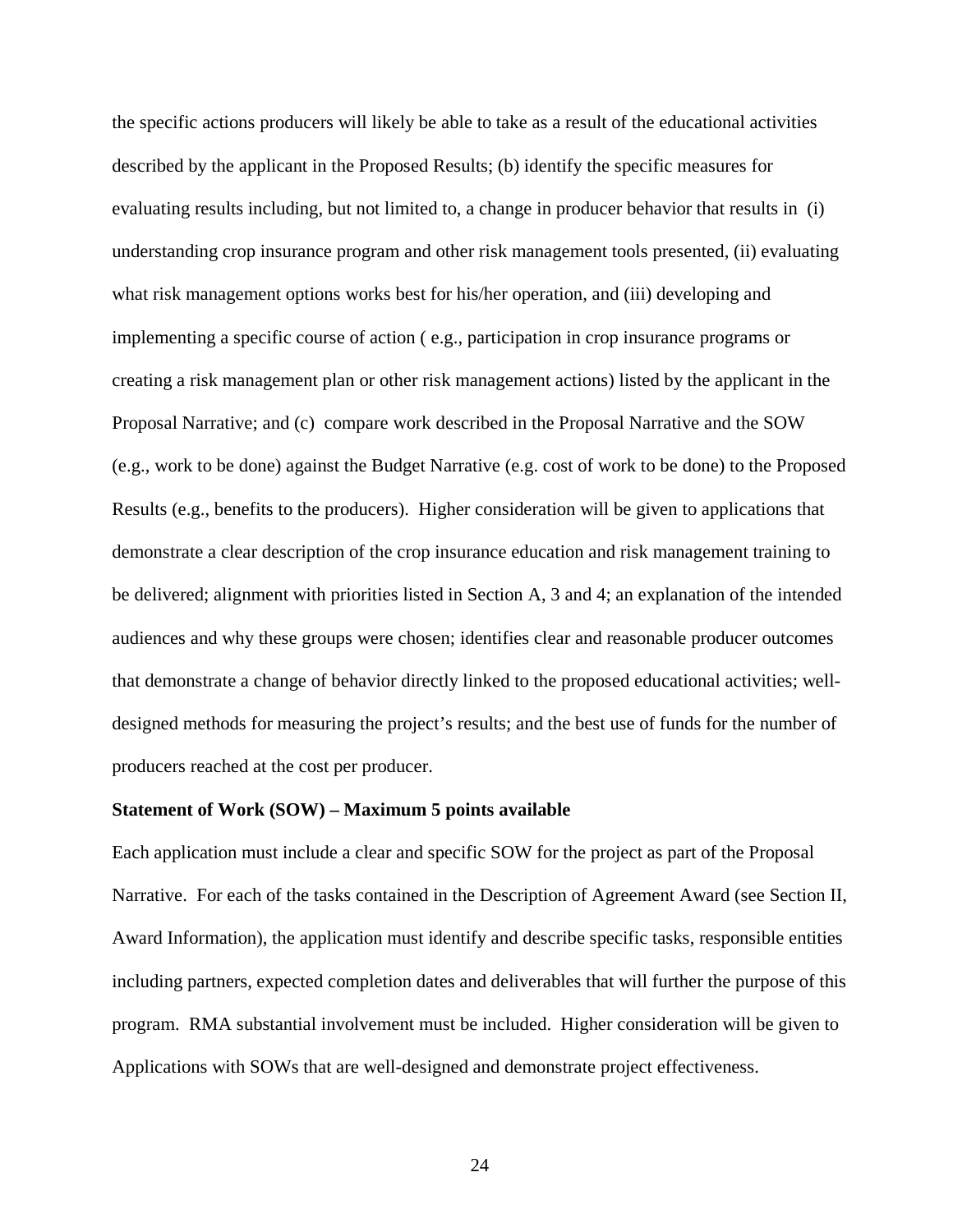the specific actions producers will likely be able to take as a result of the educational activities described by the applicant in the Proposed Results; (b) identify the specific measures for evaluating results including, but not limited to, a change in producer behavior that results in (i) understanding crop insurance program and other risk management tools presented, (ii) evaluating what risk management options works best for his/her operation, and (iii) developing and implementing a specific course of action ( e.g., participation in crop insurance programs or creating a risk management plan or other risk management actions) listed by the applicant in the Proposal Narrative; and (c) compare work described in the Proposal Narrative and the SOW (e.g., work to be done) against the Budget Narrative (e.g. cost of work to be done) to the Proposed Results (e.g., benefits to the producers). Higher consideration will be given to applications that demonstrate a clear description of the crop insurance education and risk management training to be delivered; alignment with priorities listed in Section A, 3 and 4; an explanation of the intended audiences and why these groups were chosen; identifies clear and reasonable producer outcomes that demonstrate a change of behavior directly linked to the proposed educational activities; well-designed methods for measuring the project's results; and the best use of funds for the number of producers reached at the cost per producer.

**Statement of Work (SOW) – Maximum 5 points available**

Each application must include a clear and specific SOW for the project as part of the Proposal Narrative. For each of the tasks contained in the Description of Agreement Award (see Section II, Award Information), the application must identify and describe specific tasks, responsible entities including partners, expected completion dates and deliverables that will further the purpose of this program. RMA substantial involvement must be included. Higher consideration will be given to Applications with SOWs that are well-designed and demonstrate project effectiveness.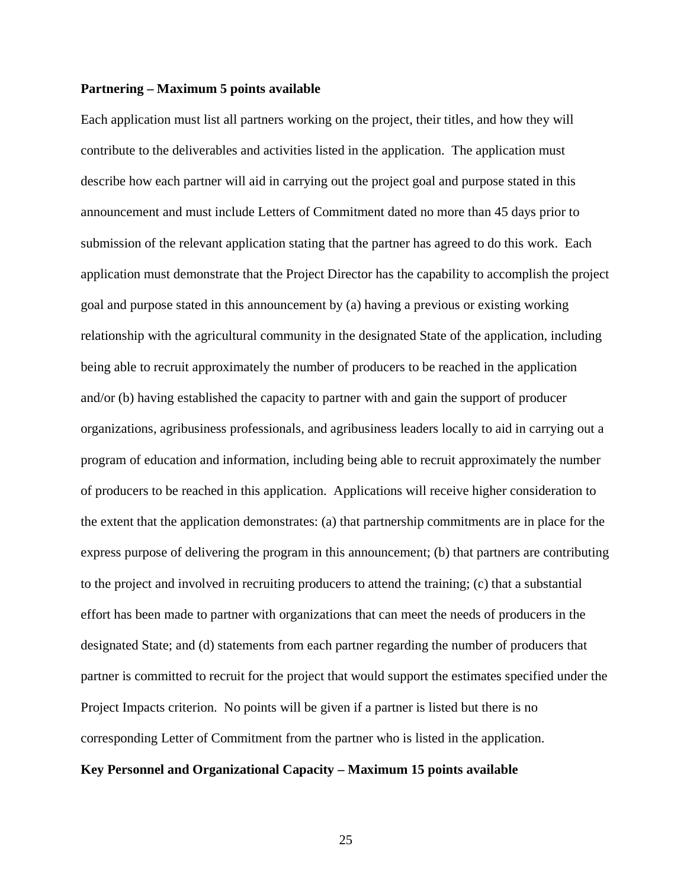**Partnering – Maximum 5 points available**

Each application must list all partners working on the project, their titles, and how they will contribute to the deliverables and activities listed in the application. The application must describe how each partner will aid in carrying out the project goal and purpose stated in this announcement and must include Letters of Commitment dated no more than 45 days prior to submission of the relevant application stating that the partner has agreed to do this work. Each application must demonstrate that the Project Director has the capability to accomplish the project goal and purpose stated in this announcement by (a) having a previous or existing working relationship with the agricultural community in the designated State of the application, including being able to recruit approximately the number of producers to be reached in the application and/or (b) having established the capacity to partner with and gain the support of producer organizations, agribusiness professionals, and agribusiness leaders locally to aid in carrying out a program of education and information, including being able to recruit approximately the number of producers to be reached in this application. Applications will receive higher consideration to the extent that the application demonstrates: (a) that partnership commitments are in place for the express purpose of delivering the program in this announcement; (b) that partners are contributing to the project and involved in recruiting producers to attend the training; (c) that a substantial effort has been made to partner with organizations that can meet the needs of producers in the designated State; and (d) statements from each partner regarding the number of producers that partner is committed to recruit for the project that would support the estimates specified under the Project Impacts criterion. No points will be given if a partner is listed but there is no corresponding Letter of Commitment from the partner who is listed in the application.

**Key Personnel and Organizational Capacity – Maximum 15 points available**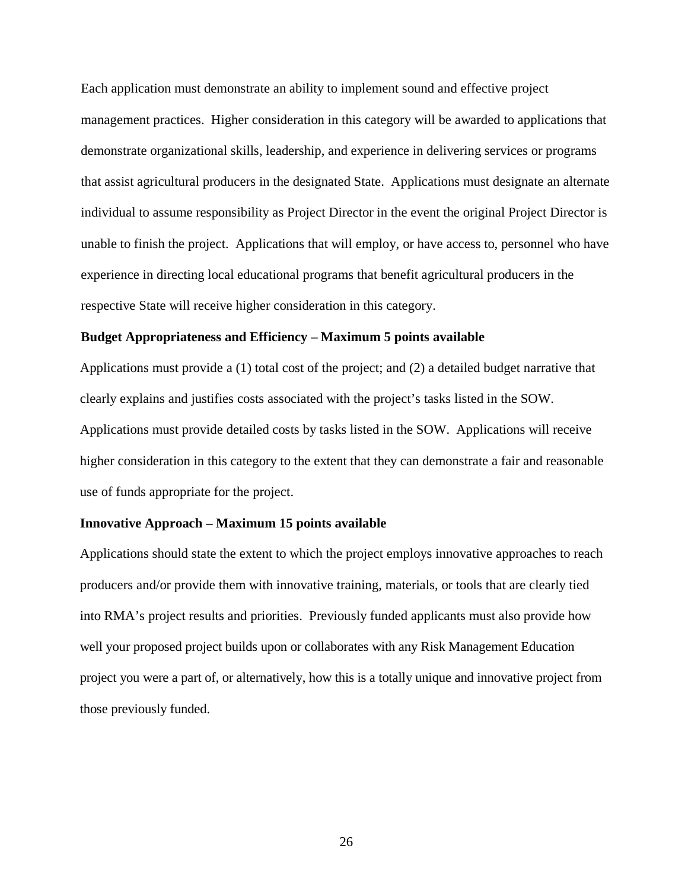Each application must demonstrate an ability to implement sound and effective project management practices. Higher consideration in this category will be awarded to applications that demonstrate organizational skills, leadership, and experience in delivering services or programs that assist agricultural producers in the designated State. Applications must designate an alternate individual to assume responsibility as Project Director in the event the original Project Director is unable to finish the project. Applications that will employ, or have access to, personnel who have experience in directing local educational programs that benefit agricultural producers in the respective State will receive higher consideration in this category.

**Budget Appropriateness and Efficiency – Maximum 5 points available**

Applications must provide a (1) total cost of the project; and (2) a detailed budget narrative that clearly explains and justifies costs associated with the project's tasks listed in the SOW. Applications must provide detailed costs by tasks listed in the SOW. Applications will receive higher consideration in this category to the extent that they can demonstrate a fair and reasonable use of funds appropriate for the project.

**Innovative Approach – Maximum 15 points available**

Applications should state the extent to which the project employs innovative approaches to reach producers and/or provide them with innovative training, materials, or tools that are clearly tied into RMA's project results and priorities. Previously funded applicants must also provide how well your proposed project builds upon or collaborates with any Risk Management Education project you were a part of, or alternatively, how this is a totally unique and innovative project from those previously funded.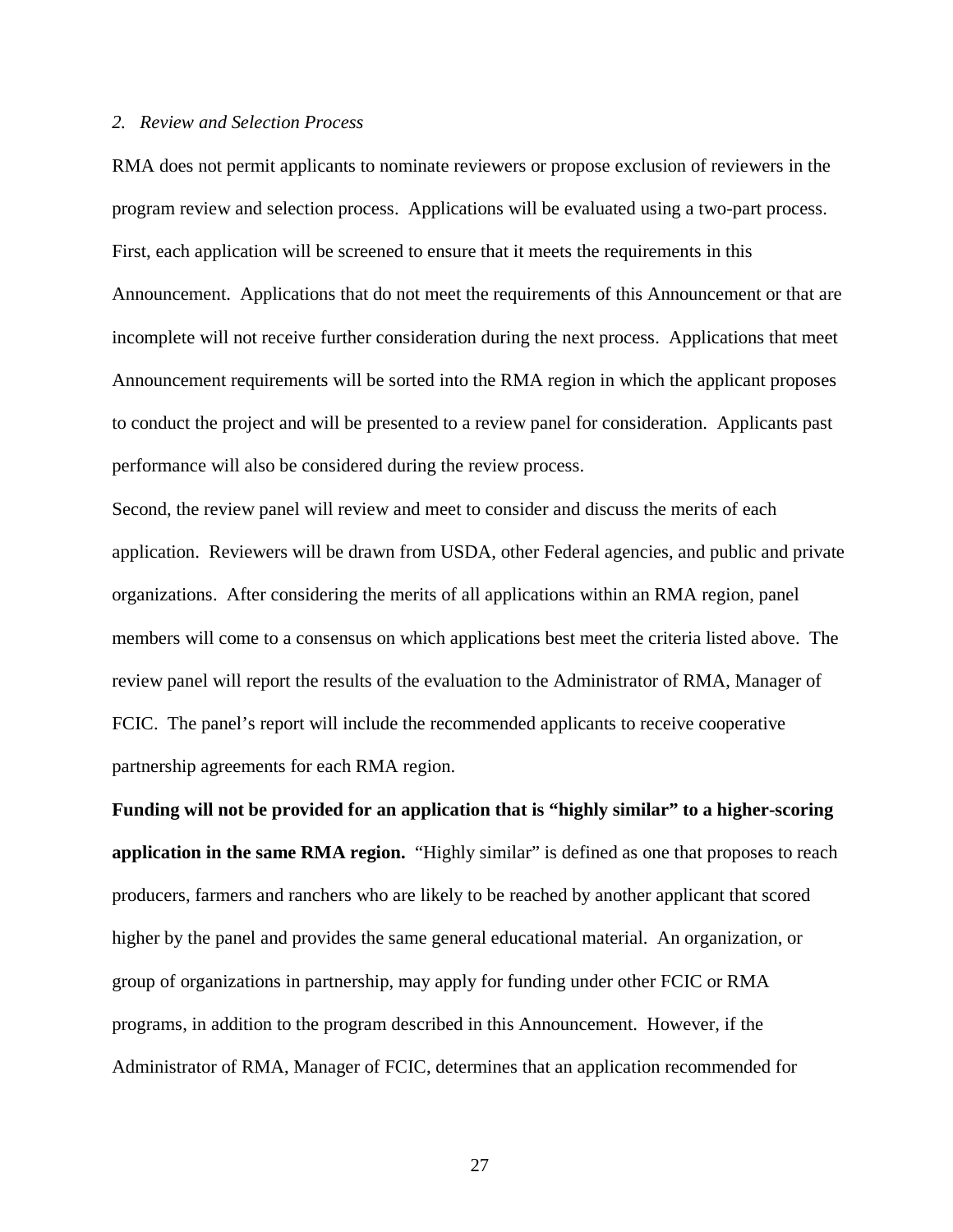*2. Review and Selection Process*

RMA does not permit applicants to nominate reviewers or propose exclusion of reviewers in the program review and selection process. Applications will be evaluated using a two-part process. First, each application will be screened to ensure that it meets the requirements in this Announcement. Applications that do not meet the requirements of this Announcement or that are incomplete will not receive further consideration during the next process. Applications that meet Announcement requirements will be sorted into the RMA region in which the applicant proposes to conduct the project and will be presented to a review panel for consideration. Applicants past performance will also be considered during the review process.

Second, the review panel will review and meet to consider and discuss the merits of each application. Reviewers will be drawn from USDA, other Federal agencies, and public and private organizations. After considering the merits of all applications within an RMA region, panel members will come to a consensus on which applications best meet the criteria listed above. The review panel will report the results of the evaluation to the Administrator of RMA, Manager of FCIC. The panel's report will include the recommended applicants to receive cooperative partnership agreements for each RMA region.

**Funding will not be provided for an application that is "highly similar" to a higher-scoring application in the same RMA region.** "Highly similar" is defined as one that proposes to reach producers, farmers and ranchers who are likely to be reached by another applicant that scored higher by the panel and provides the same general educational material. An organization, or group of organizations in partnership, may apply for funding under other FCIC or RMA programs, in addition to the program described in this Announcement. However, if the Administrator of RMA, Manager of FCIC, determines that an application recommended for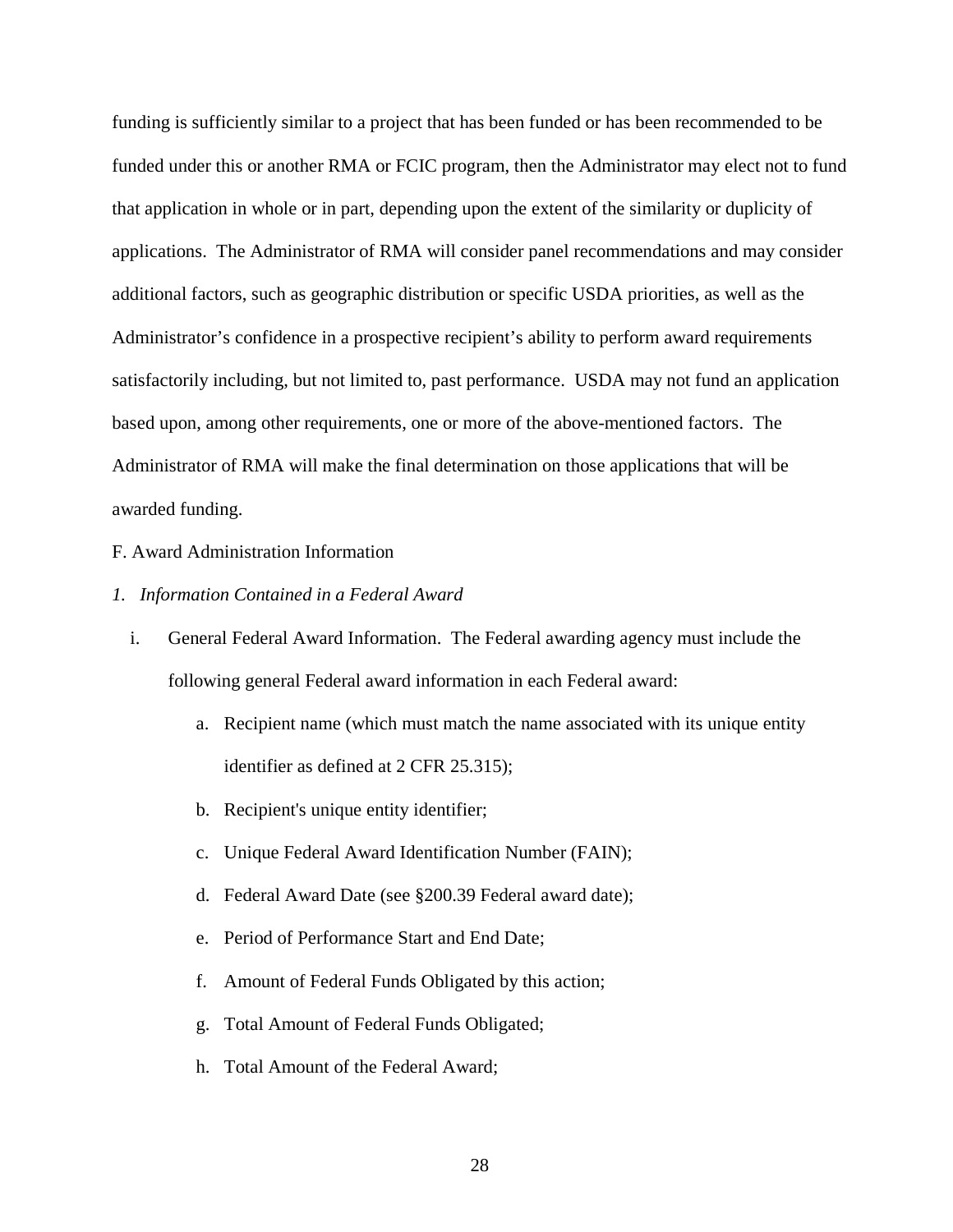funding is sufficiently similar to a project that has been funded or has been recommended to be funded under this or another RMA or FCIC program, then the Administrator may elect not to fund that application in whole or in part, depending upon the extent of the similarity or duplicity of applications. The Administrator of RMA will consider panel recommendations and may consider additional factors, such as geographic distribution or specific USDA priorities, as well as the Administrator's confidence in a prospective recipient's ability to perform award requirements satisfactorily including, but not limited to, past performance. USDA may not fund an application based upon, among other requirements, one or more of the above-mentioned factors. The Administrator of RMA will make the final determination on those applications that will be awarded funding.

F. Award Administration Information

*1. Information Contained in a Federal Award*

i. General Federal Award Information. The Federal awarding agency must include the following general Federal award information in each Federal award:

   a. Recipient name (which must match the name associated with its unique entity identifier as defined at 2 CFR 25.315);

   b. Recipient's unique entity identifier;

   c. Unique Federal Award Identification Number (FAIN);

   d. Federal Award Date (see §200.39 Federal award date);

   e. Period of Performance Start and End Date;

   f. Amount of Federal Funds Obligated by this action;

   g. Total Amount of Federal Funds Obligated;

   h. Total Amount of the Federal Award;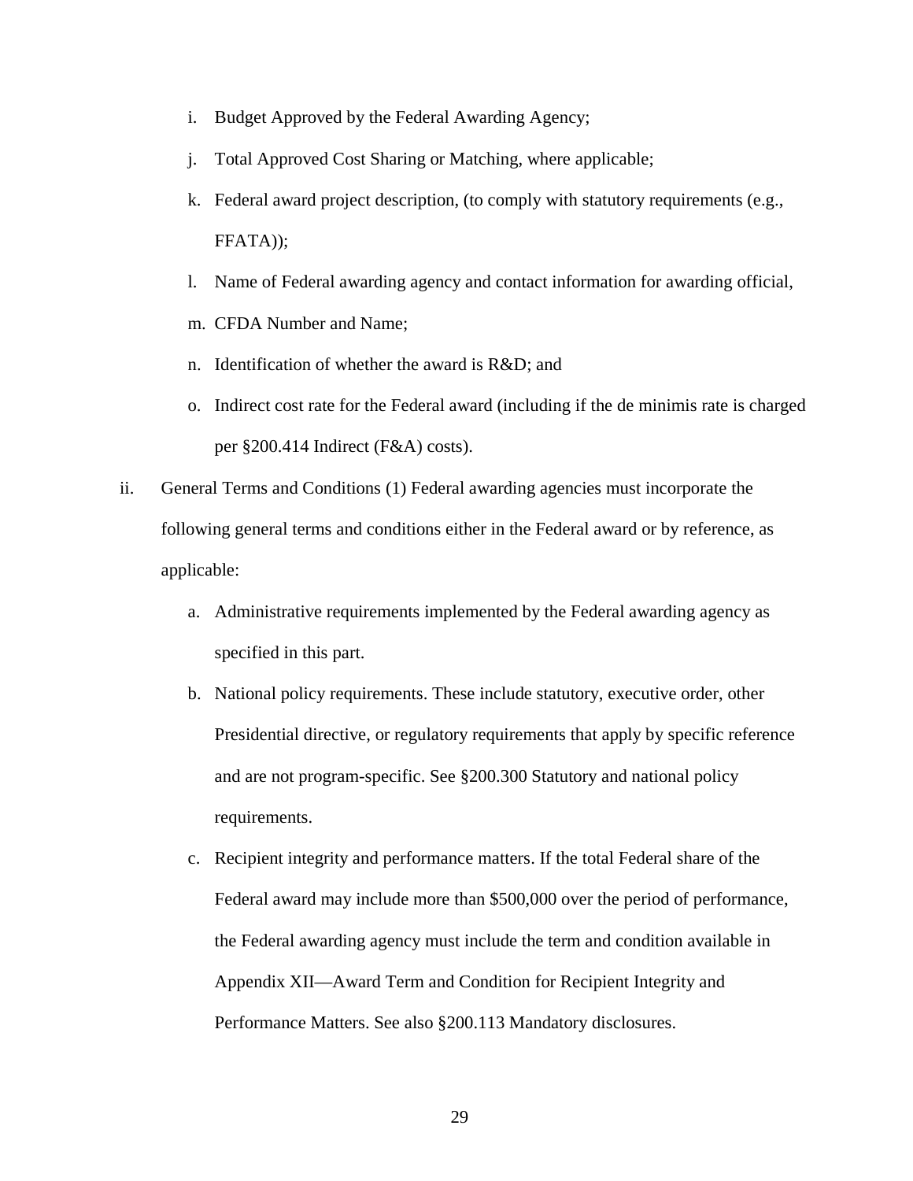i. Budget Approved by the Federal Awarding Agency;

j. Total Approved Cost Sharing or Matching, where applicable;

k. Federal award project description, (to comply with statutory requirements (e.g., FFATA));

l. Name of Federal awarding agency and contact information for awarding official,

m. CFDA Number and Name;

n. Identification of whether the award is R&D; and

o. Indirect cost rate for the Federal award (including if the de minimis rate is charged per §200.414 Indirect (F&A) costs).

ii. General Terms and Conditions (1) Federal awarding agencies must incorporate the following general terms and conditions either in the Federal award or by reference, as applicable:

a. Administrative requirements implemented by the Federal awarding agency as specified in this part.

b. National policy requirements. These include statutory, executive order, other Presidential directive, or regulatory requirements that apply by specific reference and are not program-specific. See §200.300 Statutory and national policy requirements.

c. Recipient integrity and performance matters. If the total Federal share of the Federal award may include more than $500,000 over the period of performance, the Federal awarding agency must include the term and condition available in Appendix XII—Award Term and Condition for Recipient Integrity and Performance Matters. See also §200.113 Mandatory disclosures.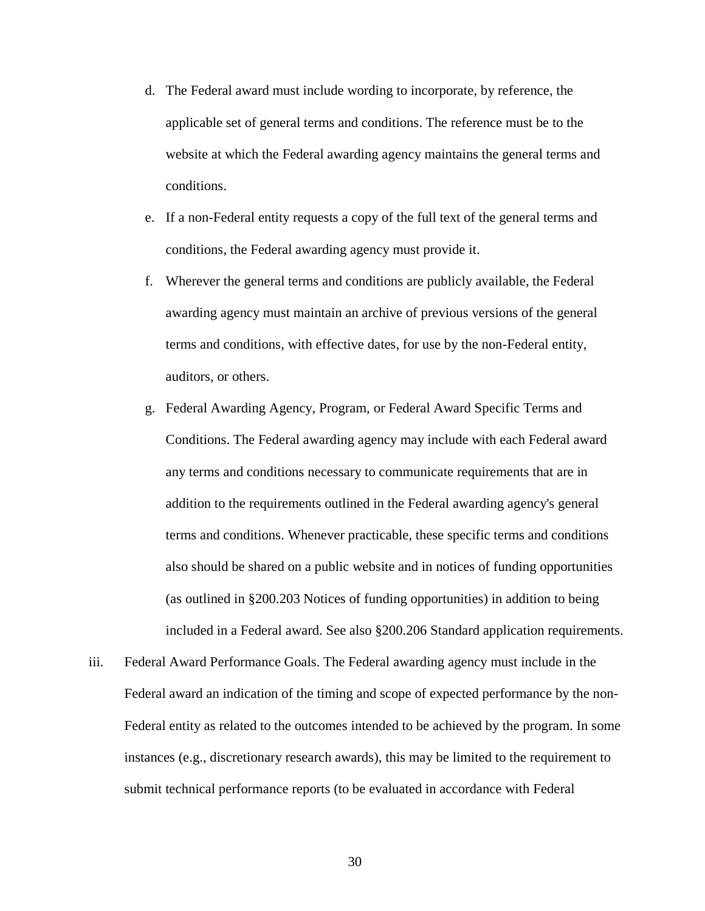d. The Federal award must include wording to incorporate, by reference, the applicable set of general terms and conditions. The reference must be to the website at which the Federal awarding agency maintains the general terms and conditions.

e. If a non-Federal entity requests a copy of the full text of the general terms and conditions, the Federal awarding agency must provide it.

f. Wherever the general terms and conditions are publicly available, the Federal awarding agency must maintain an archive of previous versions of the general terms and conditions, with effective dates, for use by the non-Federal entity, auditors, or others.

g. Federal Awarding Agency, Program, or Federal Award Specific Terms and Conditions. The Federal awarding agency may include with each Federal award any terms and conditions necessary to communicate requirements that are in addition to the requirements outlined in the Federal awarding agency's general terms and conditions. Whenever practicable, these specific terms and conditions also should be shared on a public website and in notices of funding opportunities (as outlined in §200.203 Notices of funding opportunities) in addition to being included in a Federal award. See also §200.206 Standard application requirements.

iii. Federal Award Performance Goals. The Federal awarding agency must include in the Federal award an indication of the timing and scope of expected performance by the non-Federal entity as related to the outcomes intended to be achieved by the program. In some instances (e.g., discretionary research awards), this may be limited to the requirement to submit technical performance reports (to be evaluated in accordance with Federal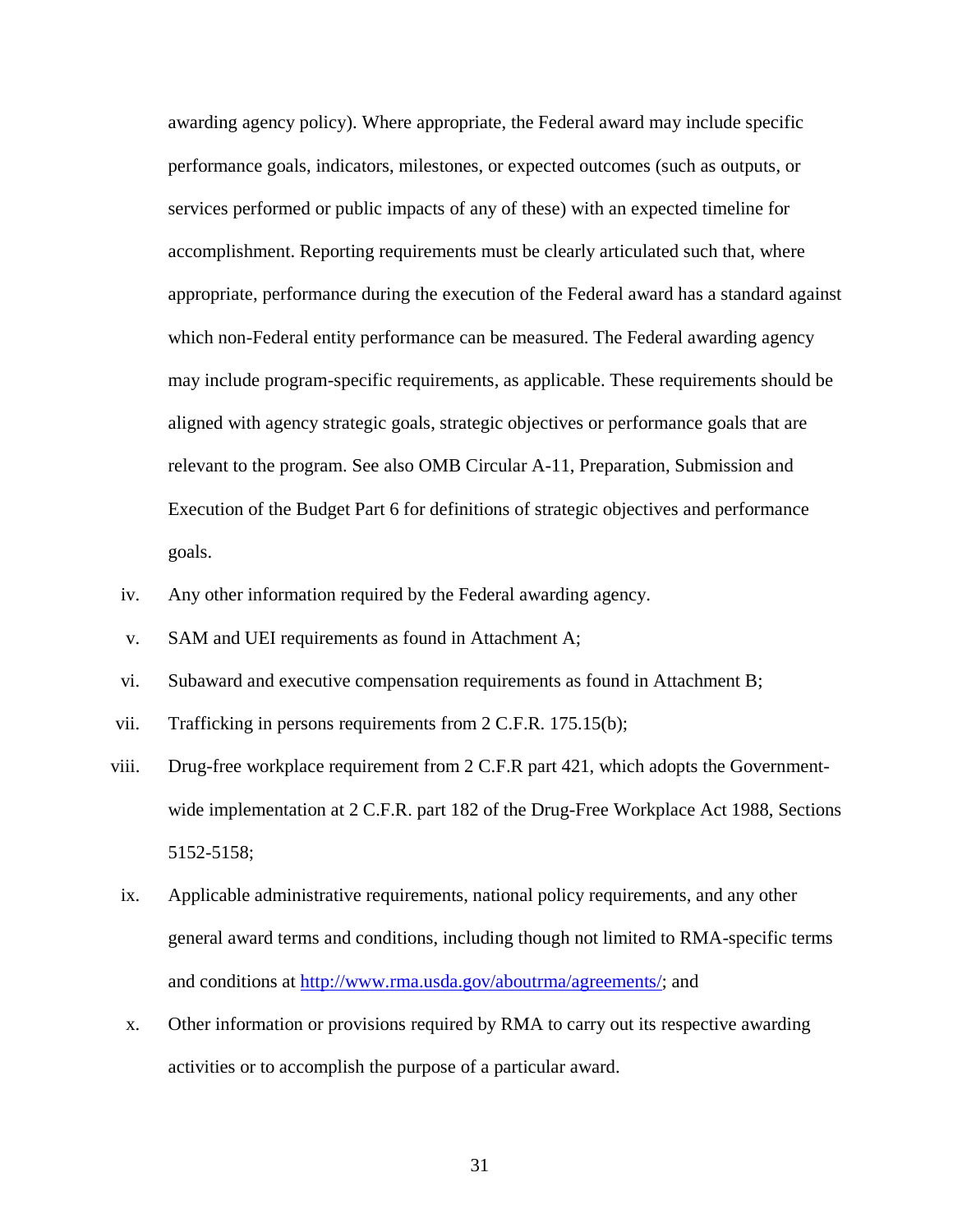awarding agency policy). Where appropriate, the Federal award may include specific performance goals, indicators, milestones, or expected outcomes (such as outputs, or services performed or public impacts of any of these) with an expected timeline for accomplishment. Reporting requirements must be clearly articulated such that, where appropriate, performance during the execution of the Federal award has a standard against which non-Federal entity performance can be measured. The Federal awarding agency may include program-specific requirements, as applicable. These requirements should be aligned with agency strategic goals, strategic objectives or performance goals that are relevant to the program. See also OMB Circular A-11, Preparation, Submission and Execution of the Budget Part 6 for definitions of strategic objectives and performance goals.

iv. Any other information required by the Federal awarding agency.

v. SAM and UEI requirements as found in Attachment A;

vi. Subaward and executive compensation requirements as found in Attachment B;

vii. Trafficking in persons requirements from 2 C.F.R. 175.15(b);

viii. Drug-free workplace requirement from 2 C.F.R part 421, which adopts the Government-wide implementation at 2 C.F.R. part 182 of the Drug-Free Workplace Act 1988, Sections 5152-5158;

ix. Applicable administrative requirements, national policy requirements, and any other general award terms and conditions, including though not limited to RMA-specific terms and conditions at [http://www.rma.usda.gov/aboutrma/agreements/](http://www.rma.usda.gov/aboutrma/agreements/); and

x. Other information or provisions required by RMA to carry out its respective awarding activities or to accomplish the purpose of a particular award.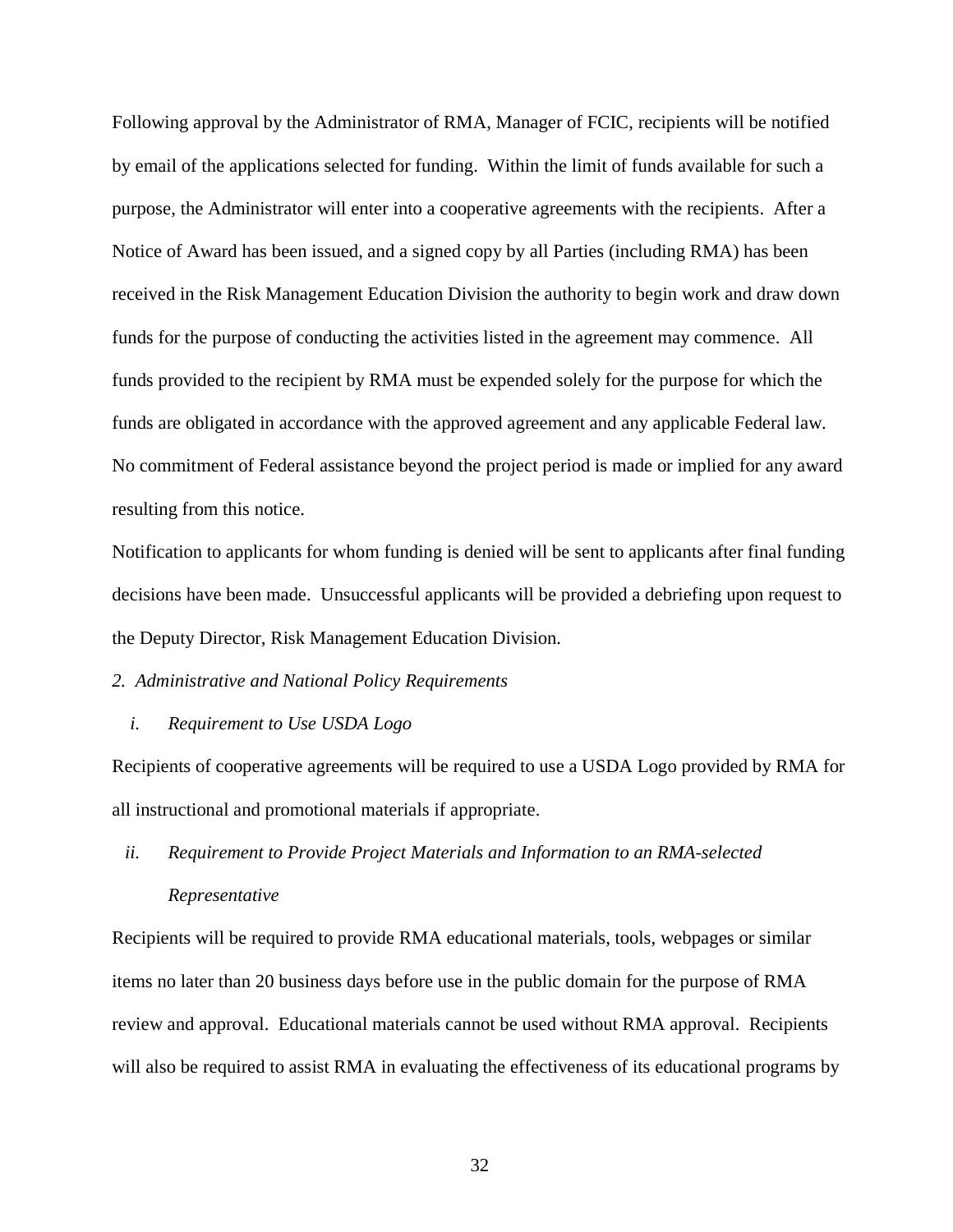Following approval by the Administrator of RMA, Manager of FCIC, recipients will be notified by email of the applications selected for funding. Within the limit of funds available for such a purpose, the Administrator will enter into a cooperative agreements with the recipients. After a Notice of Award has been issued, and a signed copy by all Parties (including RMA) has been received in the Risk Management Education Division the authority to begin work and draw down funds for the purpose of conducting the activities listed in the agreement may commence. All funds provided to the recipient by RMA must be expended solely for the purpose for which the funds are obligated in accordance with the approved agreement and any applicable Federal law. No commitment of Federal assistance beyond the project period is made or implied for any award resulting from this notice.

Notification to applicants for whom funding is denied will be sent to applicants after final funding decisions have been made. Unsuccessful applicants will be provided a debriefing upon request to the Deputy Director, Risk Management Education Division.

*2. Administrative and National Policy Requirements*

*i. Requirement to Use USDA Logo*

Recipients of cooperative agreements will be required to use a USDA Logo provided by RMA for all instructional and promotional materials if appropriate.

*ii. Requirement to Provide Project Materials and Information to an RMA-selected Representative*

Recipients will be required to provide RMA educational materials, tools, webpages or similar items no later than 20 business days before use in the public domain for the purpose of RMA review and approval. Educational materials cannot be used without RMA approval. Recipients will also be required to assist RMA in evaluating the effectiveness of its educational programs by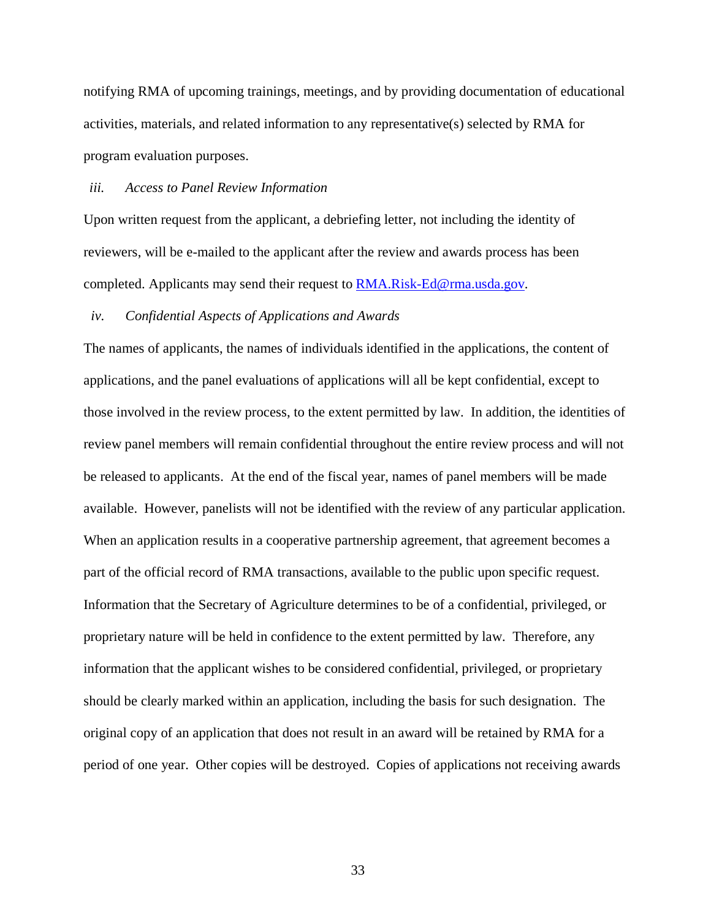notifying RMA of upcoming trainings, meetings, and by providing documentation of educational activities, materials, and related information to any representative(s) selected by RMA for program evaluation purposes.

*iii. Access to Panel Review Information*

Upon written request from the applicant, a debriefing letter, not including the identity of reviewers, will be e-mailed to the applicant after the review and awards process has been completed. Applicants may send their request to [RMA.Risk-Ed@rma.usda.gov](mailto:RMA.Risk-Ed@rma.usda.gov).

*iv. Confidential Aspects of Applications and Awards*

The names of applicants, the names of individuals identified in the applications, the content of applications, and the panel evaluations of applications will all be kept confidential, except to those involved in the review process, to the extent permitted by law. In addition, the identities of review panel members will remain confidential throughout the entire review process and will not be released to applicants. At the end of the fiscal year, names of panel members will be made available. However, panelists will not be identified with the review of any particular application. When an application results in a cooperative partnership agreement, that agreement becomes a part of the official record of RMA transactions, available to the public upon specific request. Information that the Secretary of Agriculture determines to be of a confidential, privileged, or proprietary nature will be held in confidence to the extent permitted by law. Therefore, any information that the applicant wishes to be considered confidential, privileged, or proprietary should be clearly marked within an application, including the basis for such designation. The original copy of an application that does not result in an award will be retained by RMA for a period of one year. Other copies will be destroyed. Copies of applications not receiving awards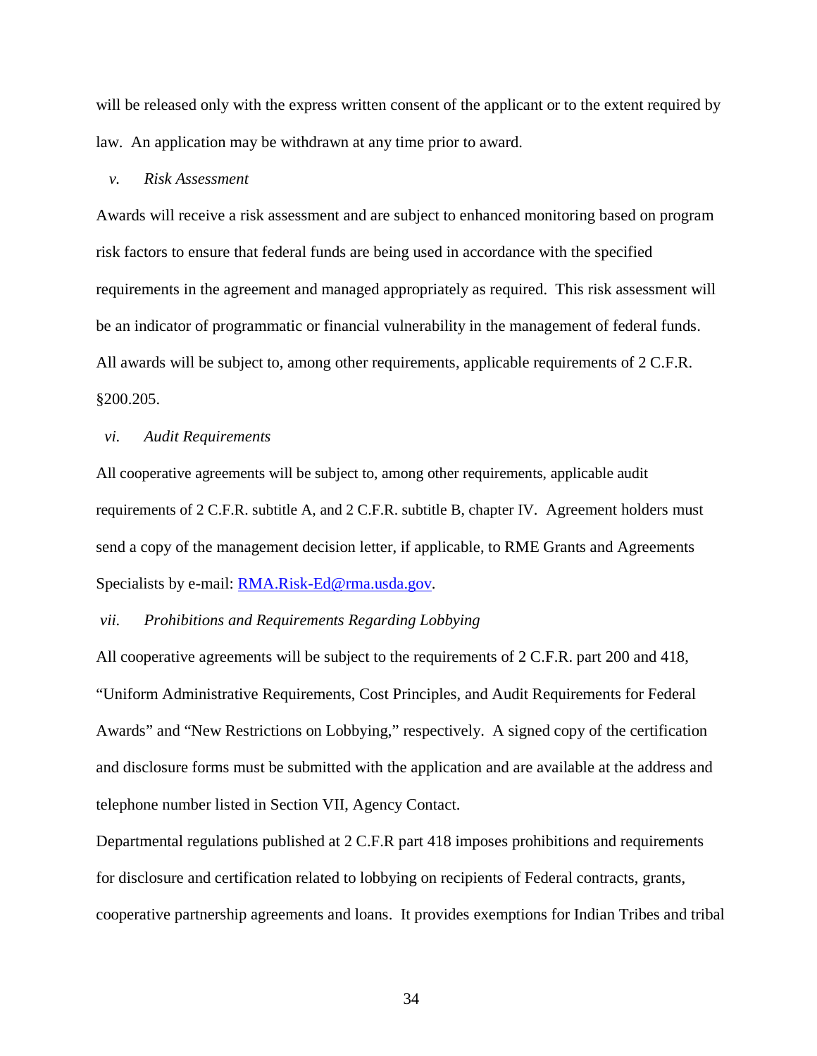will be released only with the express written consent of the applicant or to the extent required by law. An application may be withdrawn at any time prior to award.

*v. Risk Assessment*

Awards will receive a risk assessment and are subject to enhanced monitoring based on program risk factors to ensure that federal funds are being used in accordance with the specified requirements in the agreement and managed appropriately as required. This risk assessment will be an indicator of programmatic or financial vulnerability in the management of federal funds. All awards will be subject to, among other requirements, applicable requirements of 2 C.F.R. §200.205.

*vi. Audit Requirements*

All cooperative agreements will be subject to, among other requirements, applicable audit requirements of 2 C.F.R. subtitle A, and 2 C.F.R. subtitle B, chapter IV. Agreement holders must send a copy of the management decision letter, if applicable, to RME Grants and Agreements Specialists by e-mail: RMA.Risk-Ed@rma.usda.gov.

*vii. Prohibitions and Requirements Regarding Lobbying*

All cooperative agreements will be subject to the requirements of 2 C.F.R. part 200 and 418, "Uniform Administrative Requirements, Cost Principles, and Audit Requirements for Federal Awards" and "New Restrictions on Lobbying," respectively. A signed copy of the certification and disclosure forms must be submitted with the application and are available at the address and telephone number listed in Section VII, Agency Contact.

Departmental regulations published at 2 C.F.R part 418 imposes prohibitions and requirements for disclosure and certification related to lobbying on recipients of Federal contracts, grants, cooperative partnership agreements and loans. It provides exemptions for Indian Tribes and tribal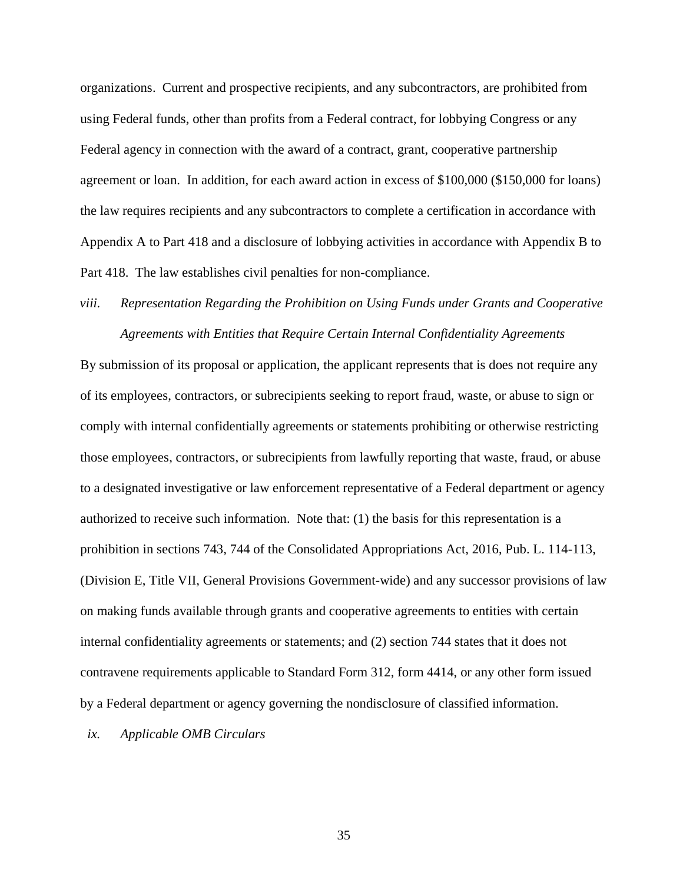organizations. Current and prospective recipients, and any subcontractors, are prohibited from using Federal funds, other than profits from a Federal contract, for lobbying Congress or any Federal agency in connection with the award of a contract, grant, cooperative partnership agreement or loan. In addition, for each award action in excess of $100,000 ($150,000 for loans) the law requires recipients and any subcontractors to complete a certification in accordance with Appendix A to Part 418 and a disclosure of lobbying activities in accordance with Appendix B to Part 418. The law establishes civil penalties for non-compliance.

*viii. Representation Regarding the Prohibition on Using Funds under Grants and Cooperative Agreements with Entities that Require Certain Internal Confidentiality Agreements*

By submission of its proposal or application, the applicant represents that is does not require any of its employees, contractors, or subrecipients seeking to report fraud, waste, or abuse to sign or comply with internal confidentially agreements or statements prohibiting or otherwise restricting those employees, contractors, or subrecipients from lawfully reporting that waste, fraud, or abuse to a designated investigative or law enforcement representative of a Federal department or agency authorized to receive such information. Note that: (1) the basis for this representation is a prohibition in sections 743, 744 of the Consolidated Appropriations Act, 2016, Pub. L. 114-113, (Division E, Title VII, General Provisions Government-wide) and any successor provisions of law on making funds available through grants and cooperative agreements to entities with certain internal confidentiality agreements or statements; and (2) section 744 states that it does not contravene requirements applicable to Standard Form 312, form 4414, or any other form issued by a Federal department or agency governing the nondisclosure of classified information.

*ix. Applicable OMB Circulars*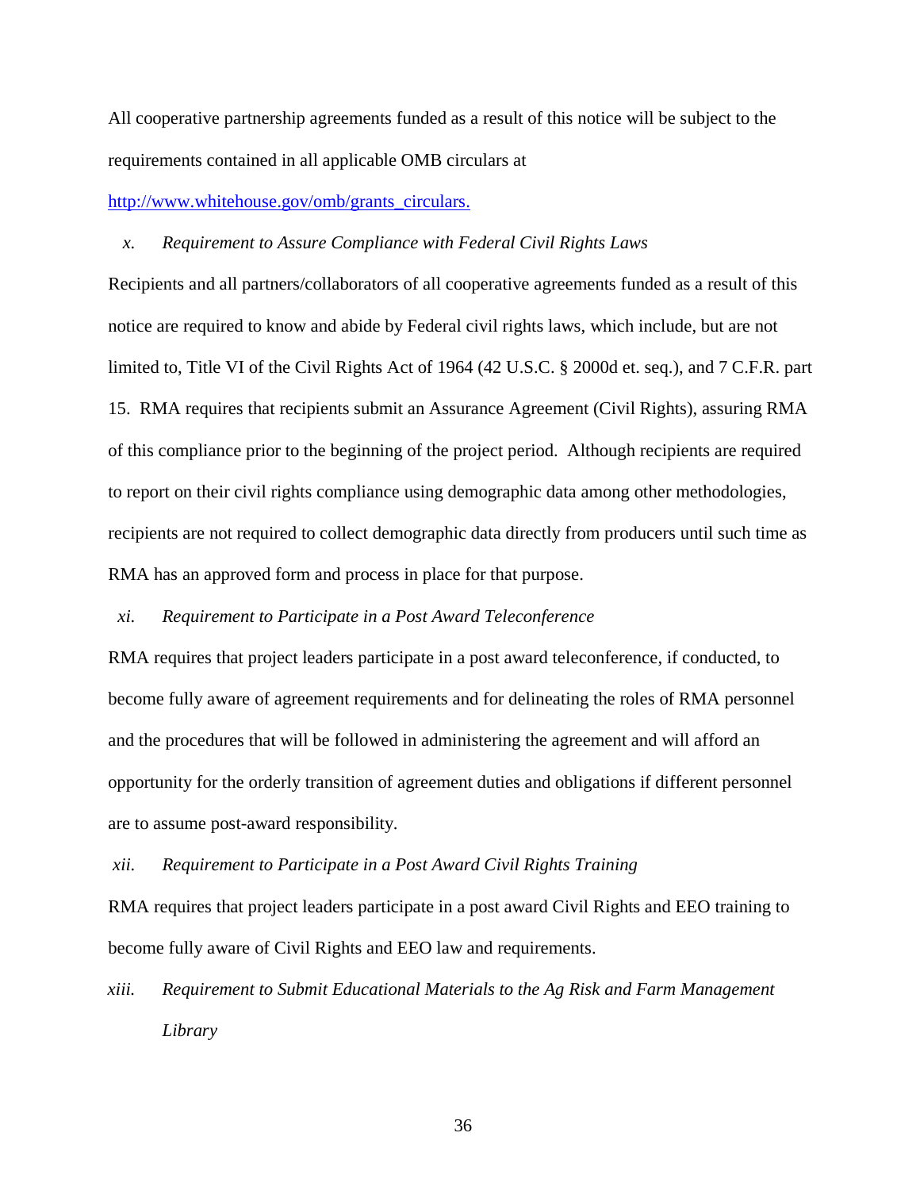All cooperative partnership agreements funded as a result of this notice will be subject to the requirements contained in all applicable OMB circulars at [http://www.whitehouse.gov/omb/grants_circulars.](http://www.whitehouse.gov/omb/grants_circulars)

*x. Requirement to Assure Compliance with Federal Civil Rights Laws*

Recipients and all partners/collaborators of all cooperative agreements funded as a result of this notice are required to know and abide by Federal civil rights laws, which include, but are not limited to, Title VI of the Civil Rights Act of 1964 (42 U.S.C. § 2000d et. seq.), and 7 C.F.R. part 15. RMA requires that recipients submit an Assurance Agreement (Civil Rights), assuring RMA of this compliance prior to the beginning of the project period. Although recipients are required to report on their civil rights compliance using demographic data among other methodologies, recipients are not required to collect demographic data directly from producers until such time as RMA has an approved form and process in place for that purpose.

*xi. Requirement to Participate in a Post Award Teleconference*

RMA requires that project leaders participate in a post award teleconference, if conducted, to become fully aware of agreement requirements and for delineating the roles of RMA personnel and the procedures that will be followed in administering the agreement and will afford an opportunity for the orderly transition of agreement duties and obligations if different personnel are to assume post-award responsibility.

*xii. Requirement to Participate in a Post Award Civil Rights Training*

RMA requires that project leaders participate in a post award Civil Rights and EEO training to become fully aware of Civil Rights and EEO law and requirements.

*xiii. Requirement to Submit Educational Materials to the Ag Risk and Farm Management Library*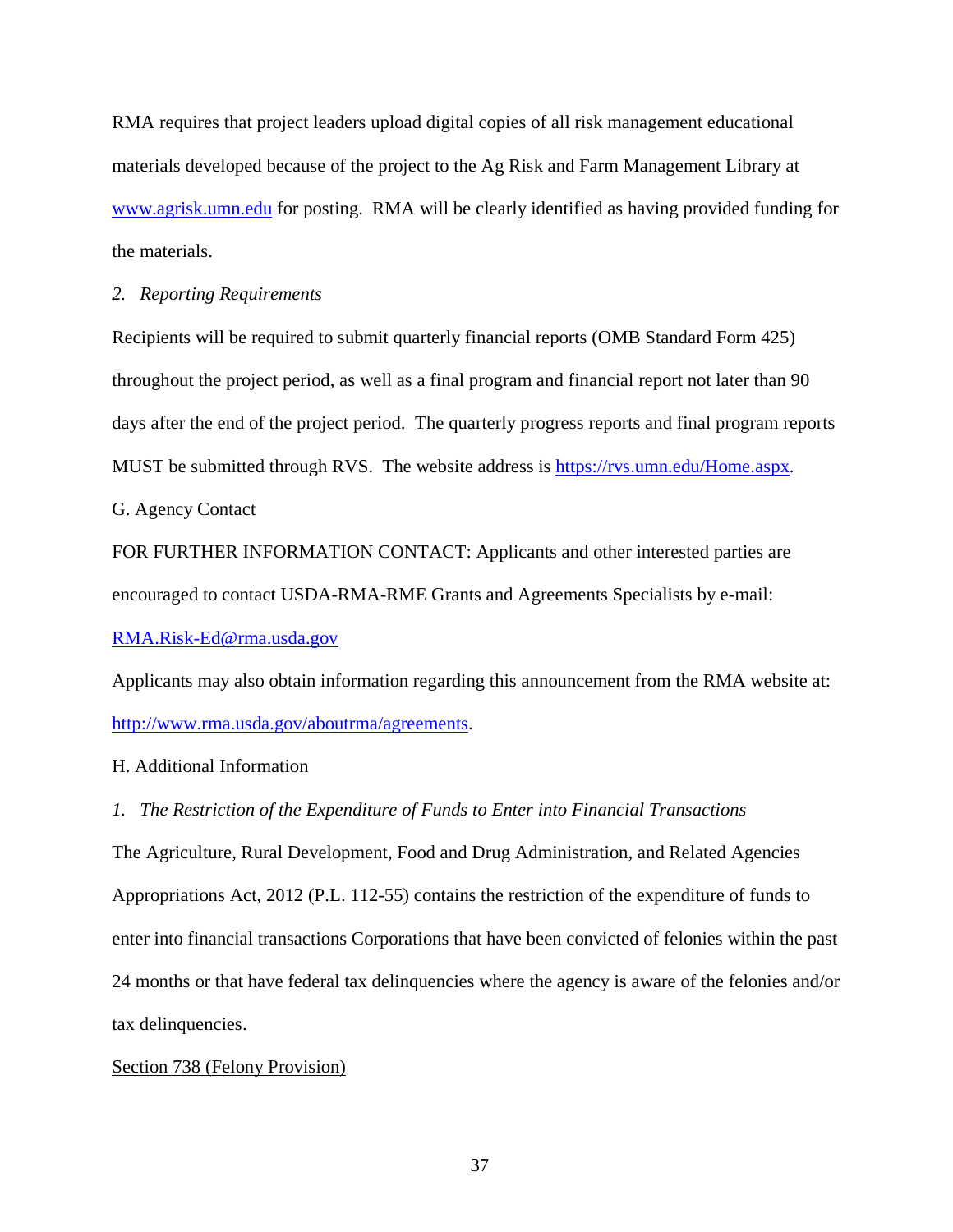RMA requires that project leaders upload digital copies of all risk management educational materials developed because of the project to the Ag Risk and Farm Management Library at [www.agrisk.umn.edu](http://www.agrisk.umn.edu) for posting. RMA will be clearly identified as having provided funding for the materials.

*2. Reporting Requirements*

Recipients will be required to submit quarterly financial reports (OMB Standard Form 425) throughout the project period, as well as a final program and financial report not later than 90 days after the end of the project period. The quarterly progress reports and final program reports MUST be submitted through RVS. The website address is [https://rvs.umn.edu/Home.aspx](https://rvs.umn.edu/Home.aspx).

G. Agency Contact

FOR FURTHER INFORMATION CONTACT: Applicants and other interested parties are encouraged to contact USDA-RMA-RME Grants and Agreements Specialists by e-mail: [RMA.Risk-Ed@rma.usda.gov](mailto:RMA.Risk-Ed@rma.usda.gov)

Applicants may also obtain information regarding this announcement from the RMA website at: [http://www.rma.usda.gov/aboutrma/agreements](http://www.rma.usda.gov/aboutrma/agreements).

H. Additional Information

*1. The Restriction of the Expenditure of Funds to Enter into Financial Transactions*

The Agriculture, Rural Development, Food and Drug Administration, and Related Agencies Appropriations Act, 2012 (P.L. 112-55) contains the restriction of the expenditure of funds to enter into financial transactions Corporations that have been convicted of felonies within the past 24 months or that have federal tax delinquencies where the agency is aware of the felonies and/or tax delinquencies.

<u>Section 738 (Felony Provision)</u>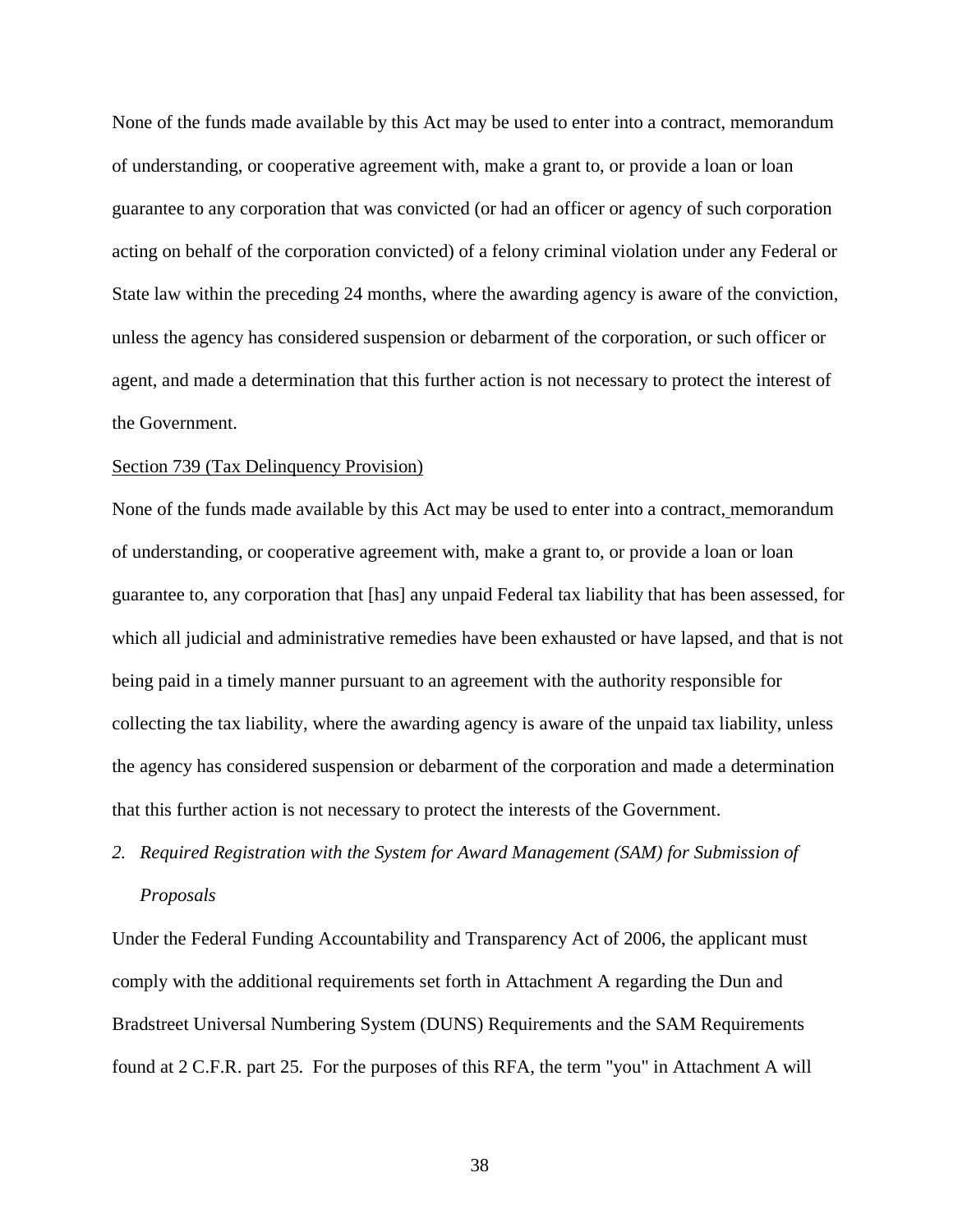None of the funds made available by this Act may be used to enter into a contract, memorandum of understanding, or cooperative agreement with, make a grant to, or provide a loan or loan guarantee to any corporation that was convicted (or had an officer or agency of such corporation acting on behalf of the corporation convicted) of a felony criminal violation under any Federal or State law within the preceding 24 months, where the awarding agency is aware of the conviction, unless the agency has considered suspension or debarment of the corporation, or such officer or agent, and made a determination that this further action is not necessary to protect the interest of the Government.

<u>Section 739 (Tax Delinquency Provision)</u>

None of the funds made available by this Act may be used to enter into a contract, memorandum of understanding, or cooperative agreement with, make a grant to, or provide a loan or loan guarantee to, any corporation that [has] any unpaid Federal tax liability that has been assessed, for which all judicial and administrative remedies have been exhausted or have lapsed, and that is not being paid in a timely manner pursuant to an agreement with the authority responsible for collecting the tax liability, where the awarding agency is aware of the unpaid tax liability, unless the agency has considered suspension or debarment of the corporation and made a determination that this further action is not necessary to protect the interests of the Government.

2. *Required Registration with the System for Award Management (SAM) for Submission of Proposals*

Under the Federal Funding Accountability and Transparency Act of 2006, the applicant must comply with the additional requirements set forth in Attachment A regarding the Dun and Bradstreet Universal Numbering System (DUNS) Requirements and the SAM Requirements found at 2 C.F.R. part 25. For the purposes of this RFA, the term "you" in Attachment A will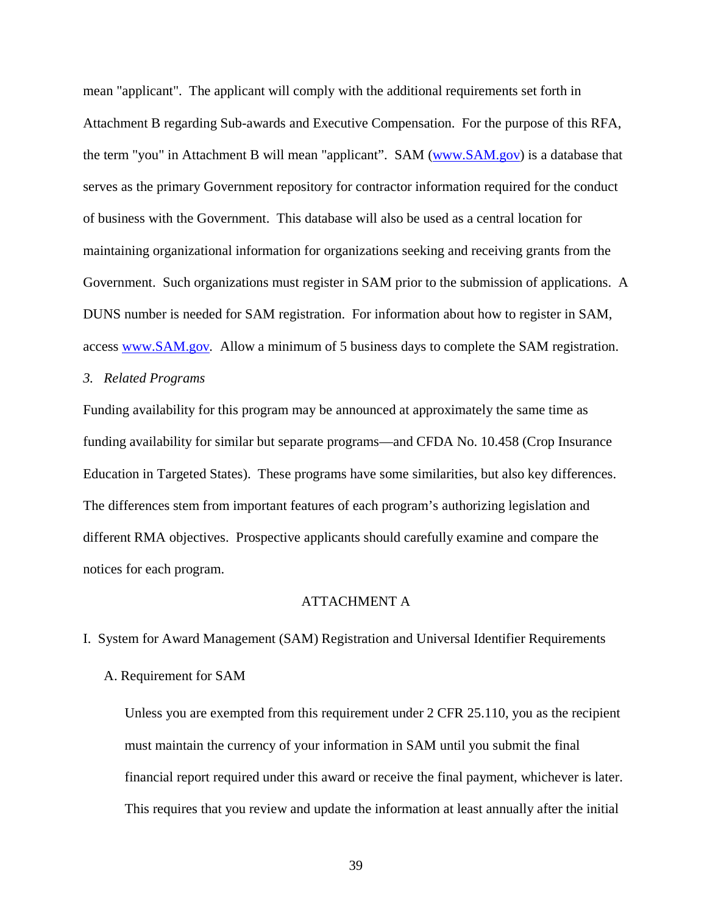mean "applicant". The applicant will comply with the additional requirements set forth in Attachment B regarding Sub-awards and Executive Compensation. For the purpose of this RFA, the term "you" in Attachment B will mean "applicant". SAM ([www.SAM.gov](http://www.SAM.gov)) is a database that serves as the primary Government repository for contractor information required for the conduct of business with the Government. This database will also be used as a central location for maintaining organizational information for organizations seeking and receiving grants from the Government. Such organizations must register in SAM prior to the submission of applications. A DUNS number is needed for SAM registration. For information about how to register in SAM, access [www.SAM.gov](http://www.SAM.gov). Allow a minimum of 5 business days to complete the SAM registration.

*3. Related Programs*

Funding availability for this program may be announced at approximately the same time as funding availability for similar but separate programs—and CFDA No. 10.458 (Crop Insurance Education in Targeted States). These programs have some similarities, but also key differences. The differences stem from important features of each program's authorizing legislation and different RMA objectives. Prospective applicants should carefully examine and compare the notices for each program.

## ATTACHMENT A

### I. System for Award Management (SAM) Registration and Universal Identifier Requirements

#### A. Requirement for SAM

Unless you are exempted from this requirement under 2 CFR 25.110, you as the recipient must maintain the currency of your information in SAM until you submit the final financial report required under this award or receive the final payment, whichever is later. This requires that you review and update the information at least annually after the initial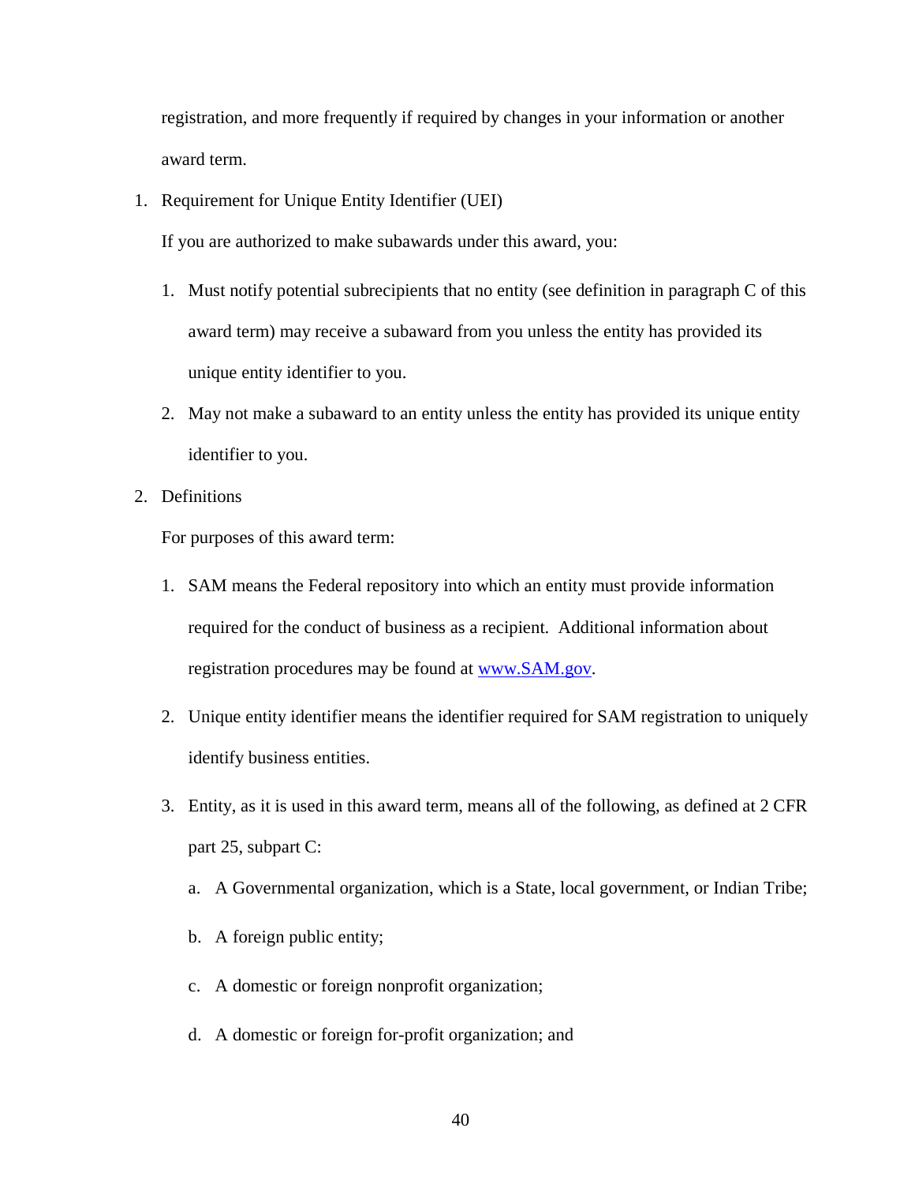registration, and more frequently if required by changes in your information or another award term.

1. Requirement for Unique Entity Identifier (UEI)

   If you are authorized to make subawards under this award, you:

   1. Must notify potential subrecipients that no entity (see definition in paragraph C of this award term) may receive a subaward from you unless the entity has provided its unique entity identifier to you.
   2. May not make a subaward to an entity unless the entity has provided its unique entity identifier to you.

2. Definitions

   For purposes of this award term:

   1. SAM means the Federal repository into which an entity must provide information required for the conduct of business as a recipient. Additional information about registration procedures may be found at [www.SAM.gov](http://www.SAM.gov).
   2. Unique entity identifier means the identifier required for SAM registration to uniquely identify business entities.
   3. Entity, as it is used in this award term, means all of the following, as defined at 2 CFR part 25, subpart C:
      a. A Governmental organization, which is a State, local government, or Indian Tribe;
      b. A foreign public entity;
      c. A domestic or foreign nonprofit organization;
      d. A domestic or foreign for-profit organization; and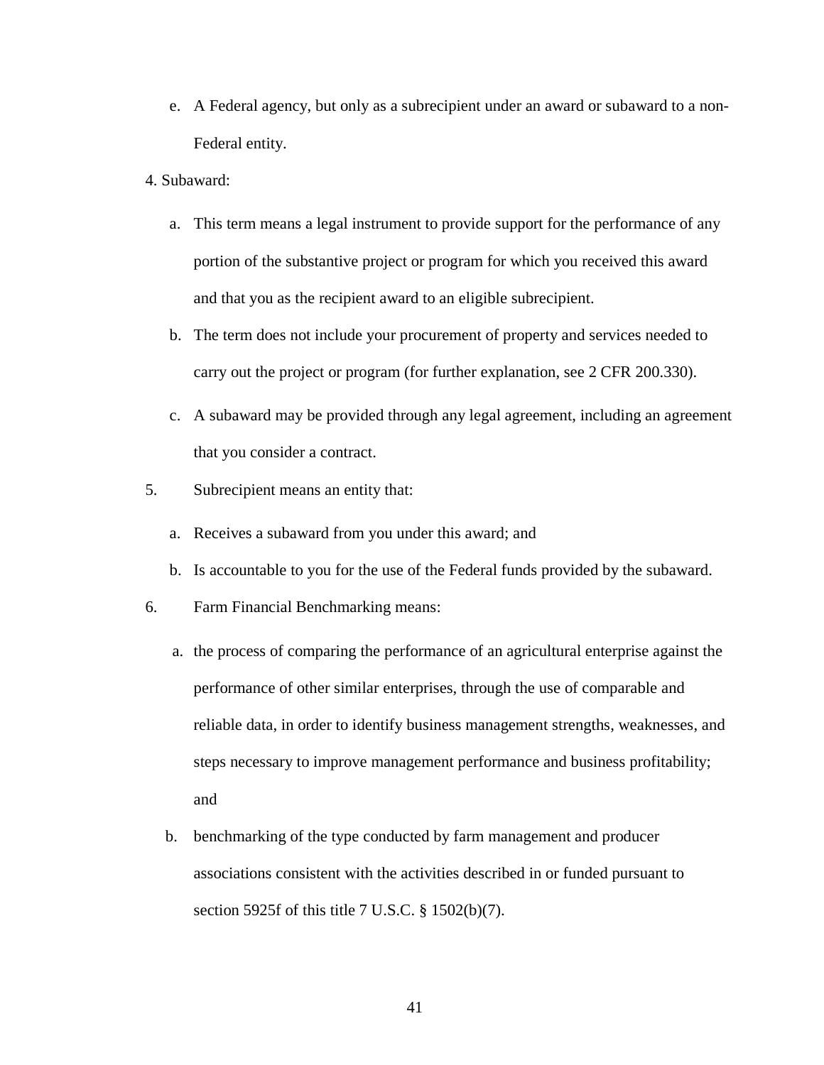e. A Federal agency, but only as a subrecipient under an award or subaward to a non-Federal entity.

4. Subaward:

   a. This term means a legal instrument to provide support for the performance of any portion of the substantive project or program for which you received this award and that you as the recipient award to an eligible subrecipient.

   b. The term does not include your procurement of property and services needed to carry out the project or program (for further explanation, see 2 CFR 200.330).

   c. A subaward may be provided through any legal agreement, including an agreement that you consider a contract.

5. Subrecipient means an entity that:

   a. Receives a subaward from you under this award; and

   b. Is accountable to you for the use of the Federal funds provided by the subaward.

6. Farm Financial Benchmarking means:

   a. the process of comparing the performance of an agricultural enterprise against the performance of other similar enterprises, through the use of comparable and reliable data, in order to identify business management strengths, weaknesses, and steps necessary to improve management performance and business profitability; and

   b. benchmarking of the type conducted by farm management and producer associations consistent with the activities described in or funded pursuant to section 5925f of this title 7 U.S.C. § 1502(b)(7).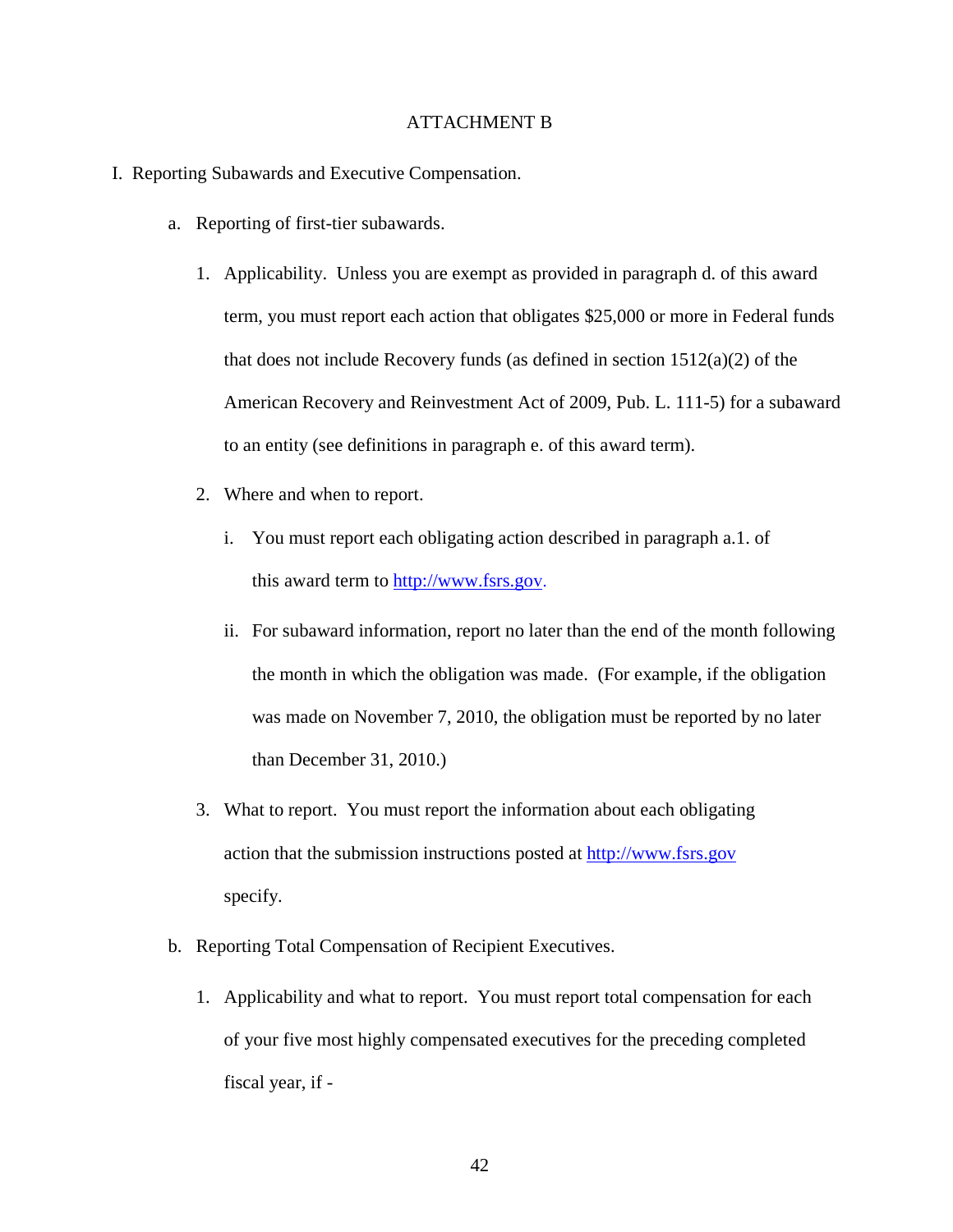# ATTACHMENT B

I. Reporting Subawards and Executive Compensation.

a. Reporting of first-tier subawards.

1. Applicability. Unless you are exempt as provided in paragraph d. of this award term, you must report each action that obligates $25,000 or more in Federal funds that does not include Recovery funds (as defined in section 1512(a)(2) of the American Recovery and Reinvestment Act of 2009, Pub. L. 111-5) for a subaward to an entity (see definitions in paragraph e. of this award term).

2. Where and when to report.

   i. You must report each obligating action described in paragraph a.1. of this award term to http://www.fsrs.gov.

   ii. For subaward information, report no later than the end of the month following the month in which the obligation was made. (For example, if the obligation was made on November 7, 2010, the obligation must be reported by no later than December 31, 2010.)

3. What to report. You must report the information about each obligating action that the submission instructions posted at http://www.fsrs.gov specify.

b. Reporting Total Compensation of Recipient Executives.

1. Applicability and what to report. You must report total compensation for each of your five most highly compensated executives for the preceding completed fiscal year, if -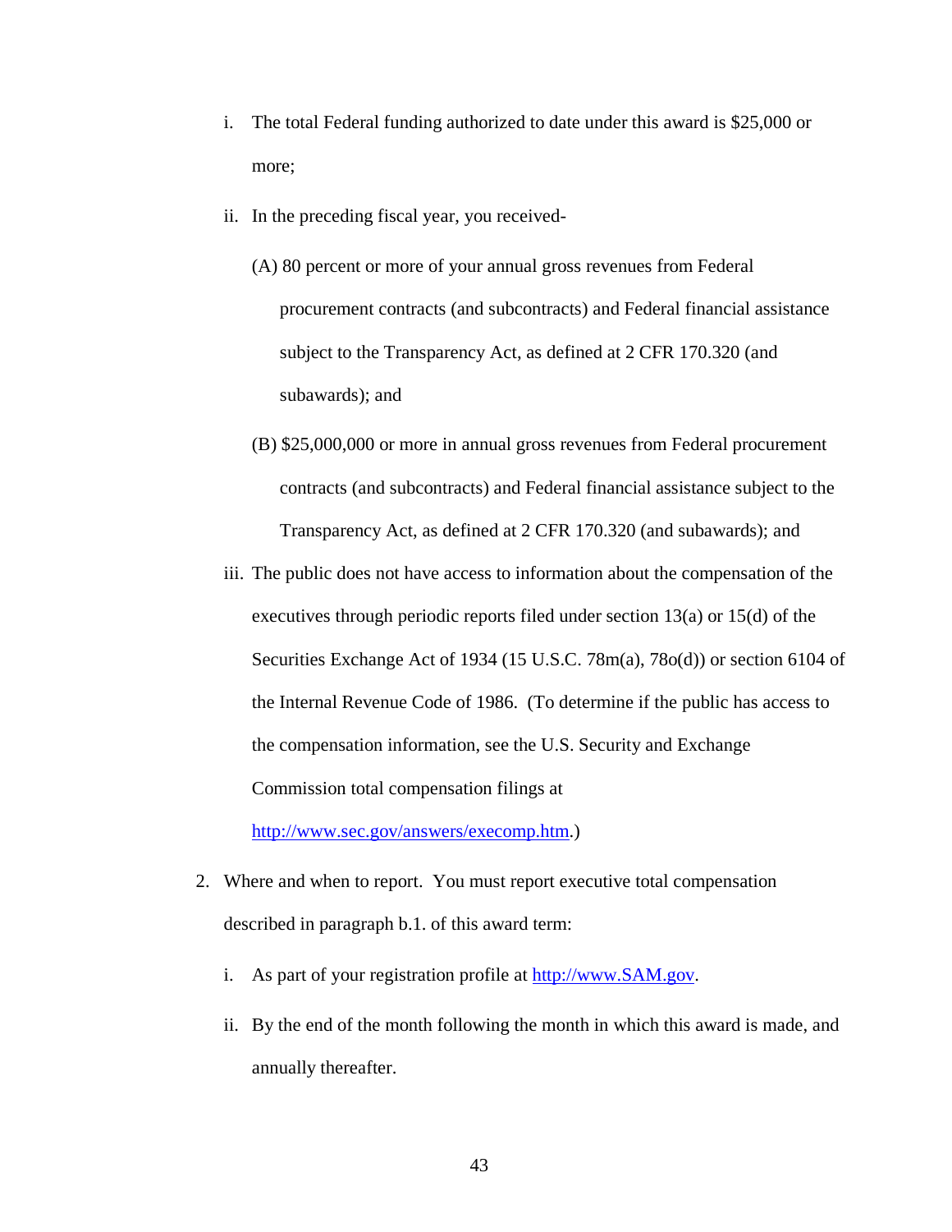i. The total Federal funding authorized to date under this award is $25,000 or more;

ii. In the preceding fiscal year, you received-

(A) 80 percent or more of your annual gross revenues from Federal procurement contracts (and subcontracts) and Federal financial assistance subject to the Transparency Act, as defined at 2 CFR 170.320 (and subawards); and

(B) $25,000,000 or more in annual gross revenues from Federal procurement contracts (and subcontracts) and Federal financial assistance subject to the Transparency Act, as defined at 2 CFR 170.320 (and subawards); and

iii. The public does not have access to information about the compensation of the executives through periodic reports filed under section 13(a) or 15(d) of the Securities Exchange Act of 1934 (15 U.S.C. 78m(a), 78o(d)) or section 6104 of the Internal Revenue Code of 1986. (To determine if the public has access to the compensation information, see the U.S. Security and Exchange Commission total compensation filings at http://www.sec.gov/answers/execomp.htm.)

2. Where and when to report. You must report executive total compensation described in paragraph b.1. of this award term:

i. As part of your registration profile at http://www.SAM.gov.

ii. By the end of the month following the month in which this award is made, and annually thereafter.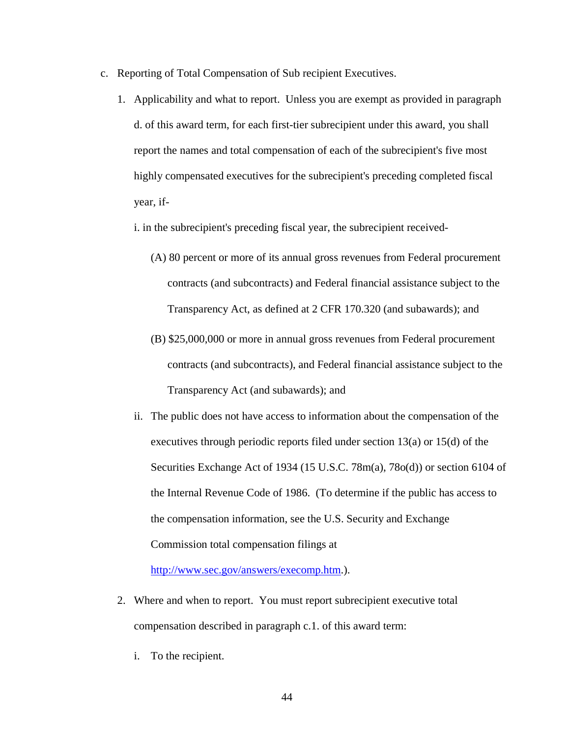c. Reporting of Total Compensation of Sub recipient Executives.

1. Applicability and what to report. Unless you are exempt as provided in paragraph d. of this award term, for each first-tier subrecipient under this award, you shall report the names and total compensation of each of the subrecipient's five most highly compensated executives for the subrecipient's preceding completed fiscal year, if-

   i. in the subrecipient's preceding fiscal year, the subrecipient received-

      (A) 80 percent or more of its annual gross revenues from Federal procurement contracts (and subcontracts) and Federal financial assistance subject to the Transparency Act, as defined at 2 CFR 170.320 (and subawards); and

      (B) $25,000,000 or more in annual gross revenues from Federal procurement contracts (and subcontracts), and Federal financial assistance subject to the Transparency Act (and subawards); and

   ii. The public does not have access to information about the compensation of the executives through periodic reports filed under section 13(a) or 15(d) of the Securities Exchange Act of 1934 (15 U.S.C. 78m(a), 78o(d)) or section 6104 of the Internal Revenue Code of 1986. (To determine if the public has access to the compensation information, see the U.S. Security and Exchange Commission total compensation filings at [http://www.sec.gov/answers/execomp.htm](http://www.sec.gov/answers/execomp.htm).).

2. Where and when to report. You must report subrecipient executive total compensation described in paragraph c.1. of this award term:

   i. To the recipient.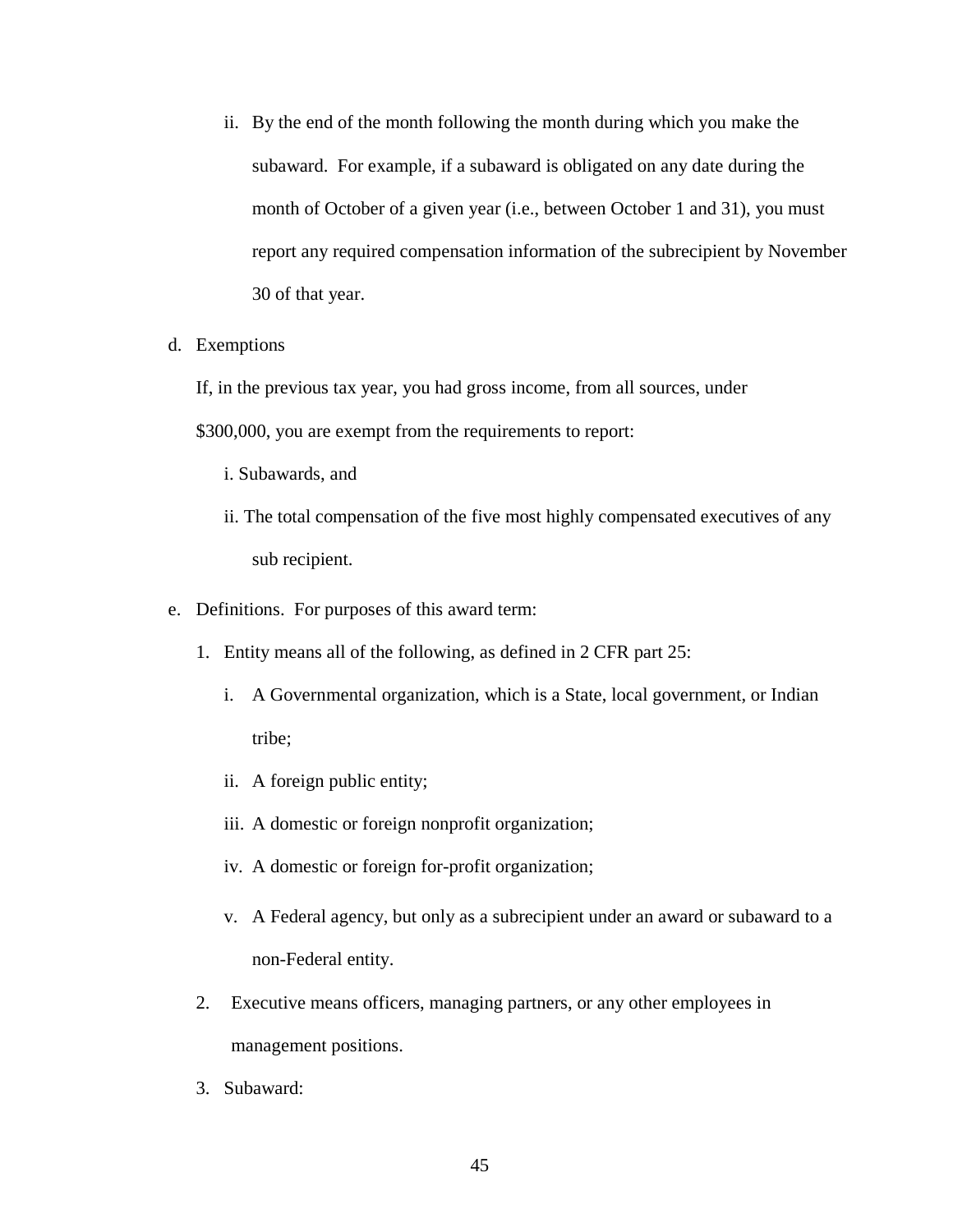ii. By the end of the month following the month during which you make the subaward. For example, if a subaward is obligated on any date during the month of October of a given year (i.e., between October 1 and 31), you must report any required compensation information of the subrecipient by November 30 of that year.

d. Exemptions

   If, in the previous tax year, you had gross income, from all sources, under $300,000, you are exempt from the requirements to report:

   i. Subawards, and

   ii. The total compensation of the five most highly compensated executives of any sub recipient.

e. Definitions. For purposes of this award term:

   1. Entity means all of the following, as defined in 2 CFR part 25:

      i. A Governmental organization, which is a State, local government, or Indian tribe;

      ii. A foreign public entity;

      iii. A domestic or foreign nonprofit organization;

      iv. A domestic or foreign for-profit organization;

      v. A Federal agency, but only as a subrecipient under an award or subaward to a non-Federal entity.

   2. Executive means officers, managing partners, or any other employees in management positions.

   3. Subaward: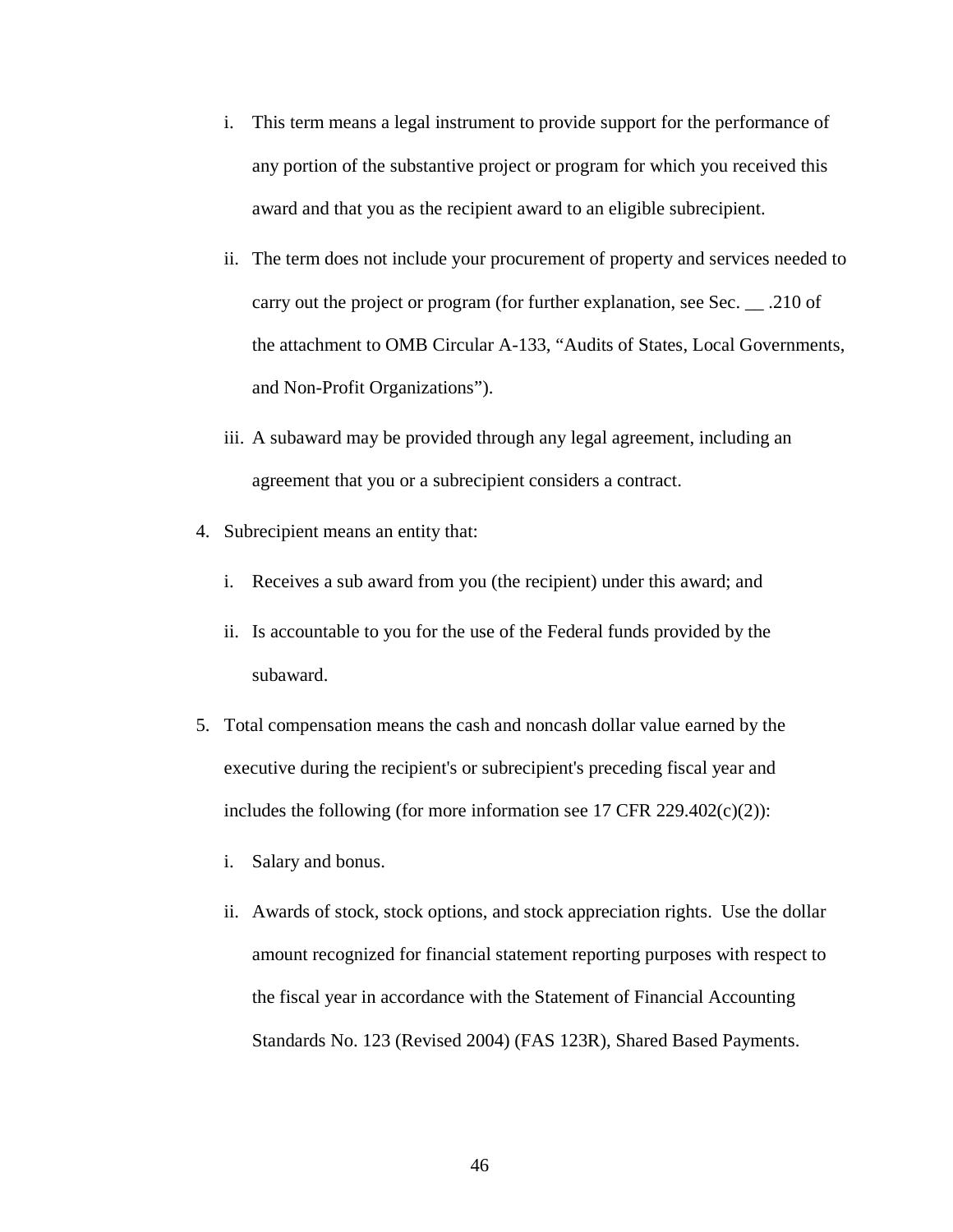i. This term means a legal instrument to provide support for the performance of any portion of the substantive project or program for which you received this award and that you as the recipient award to an eligible subrecipient.

   ii. The term does not include your procurement of property and services needed to carry out the project or program (for further explanation, see Sec. __ .210 of the attachment to OMB Circular A-133, "Audits of States, Local Governments, and Non-Profit Organizations").

   iii. A subaward may be provided through any legal agreement, including an agreement that you or a subrecipient considers a contract.

4. Subrecipient means an entity that:

   i. Receives a sub award from you (the recipient) under this award; and

   ii. Is accountable to you for the use of the Federal funds provided by the subaward.

5. Total compensation means the cash and noncash dollar value earned by the executive during the recipient's or subrecipient's preceding fiscal year and includes the following (for more information see 17 CFR 229.402(c)(2)):

   i. Salary and bonus.

   ii. Awards of stock, stock options, and stock appreciation rights. Use the dollar amount recognized for financial statement reporting purposes with respect to the fiscal year in accordance with the Statement of Financial Accounting Standards No. 123 (Revised 2004) (FAS 123R), Shared Based Payments.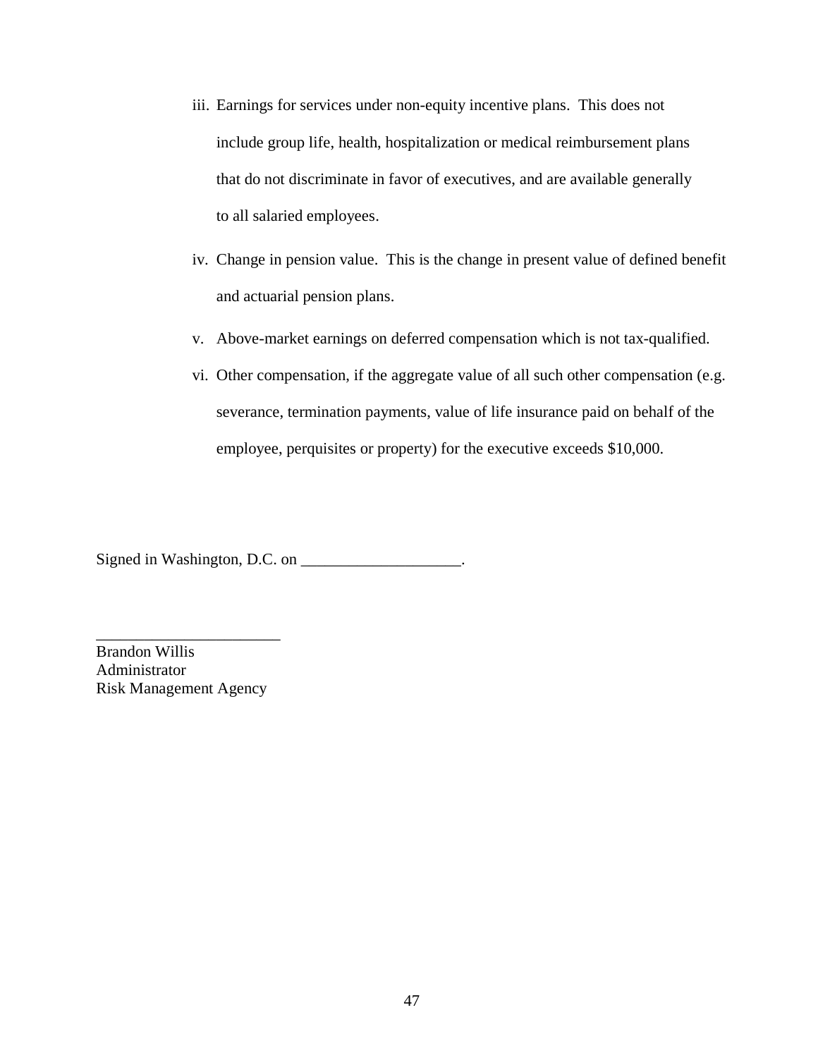iii. Earnings for services under non-equity incentive plans. This does not include group life, health, hospitalization or medical reimbursement plans that do not discriminate in favor of executives, and are available generally to all salaried employees.

iv. Change in pension value. This is the change in present value of defined benefit and actuarial pension plans.

v. Above-market earnings on deferred compensation which is not tax-qualified.

vi. Other compensation, if the aggregate value of all such other compensation (e.g. severance, termination payments, value of life insurance paid on behalf of the employee, perquisites or property) for the executive exceeds $10,000.

Signed in Washington, D.C. on ____________________.

_______________________

Brandon Willis
Administrator
Risk Management Agency